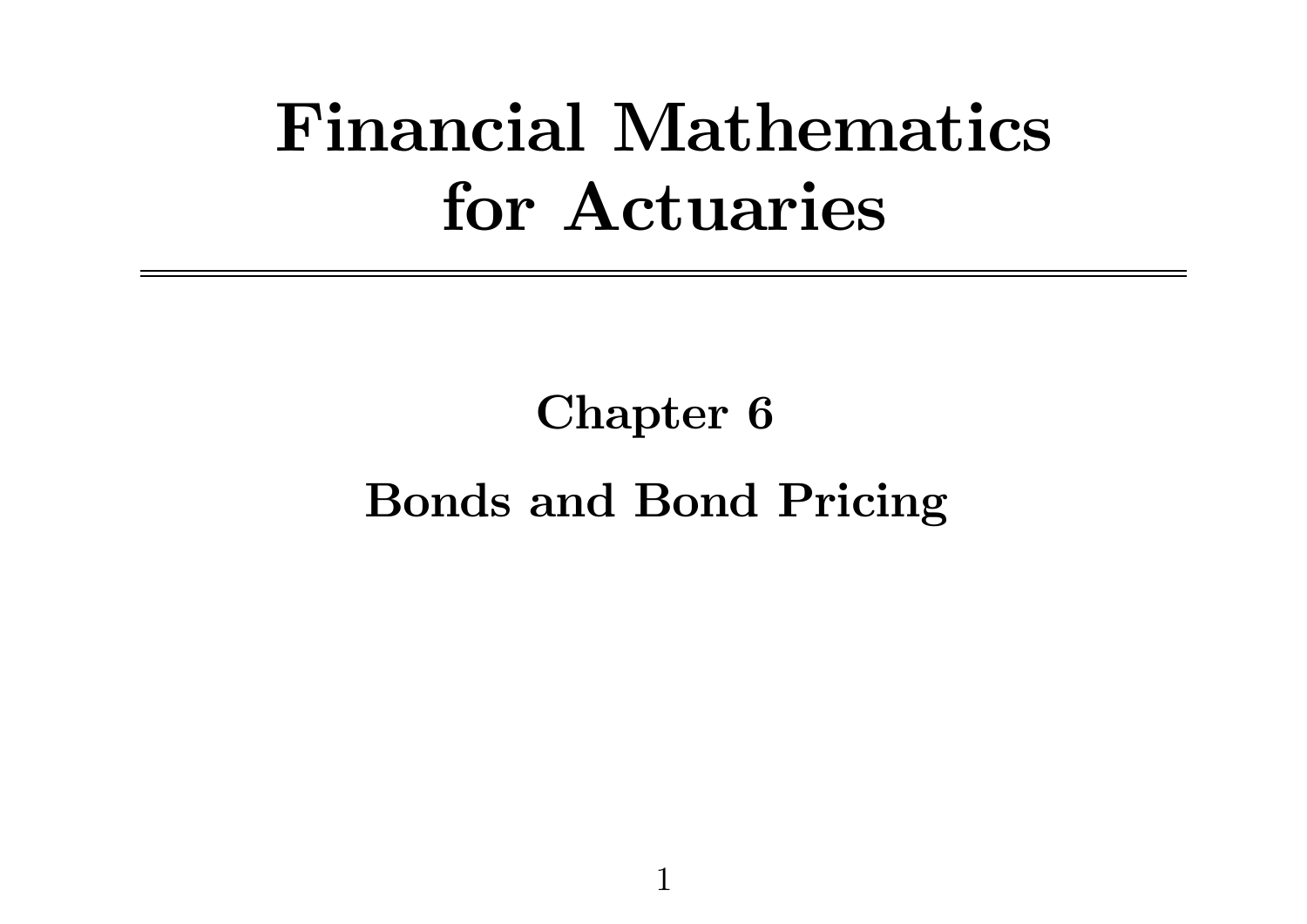# Financial Mathematics for Actuaries

## Chapter 6

## Bonds and Bond Pricing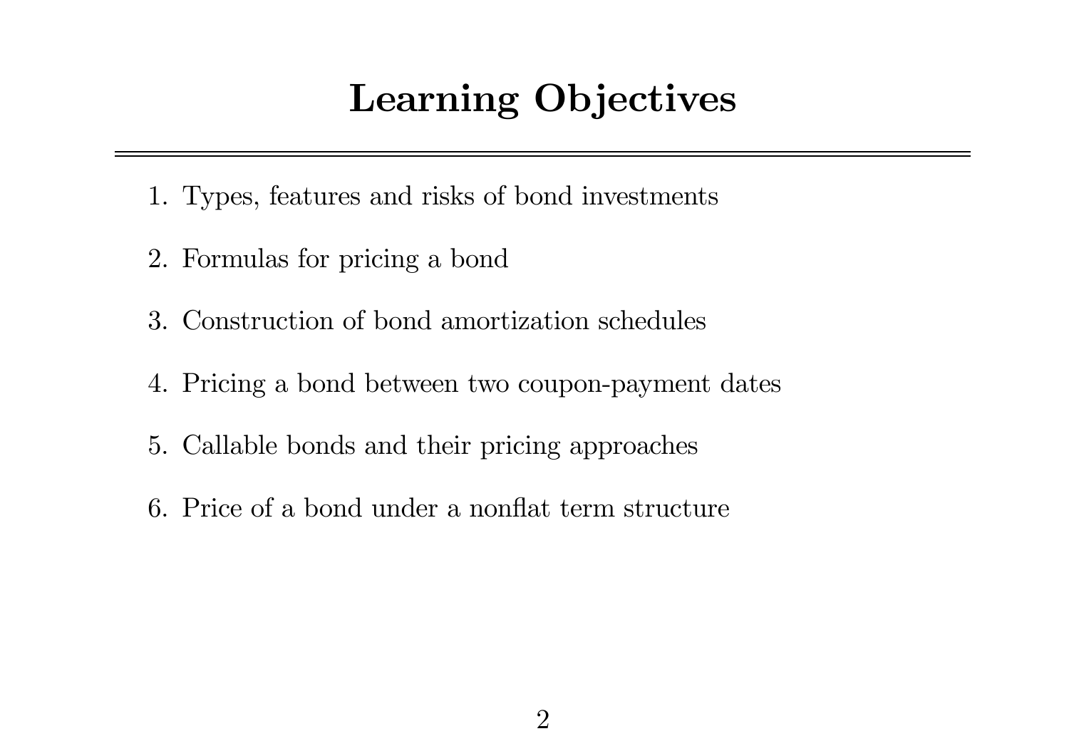# Learning Objectives

1. Types, features and risks of bond investments
2. Formulas for pricing a bond
3. Construction of bond amortization schedules
4. Pricing a bond between two coupon-payment dates
5. Callable bonds and their pricing approaches
6. Price of a bond under a nonflat term structure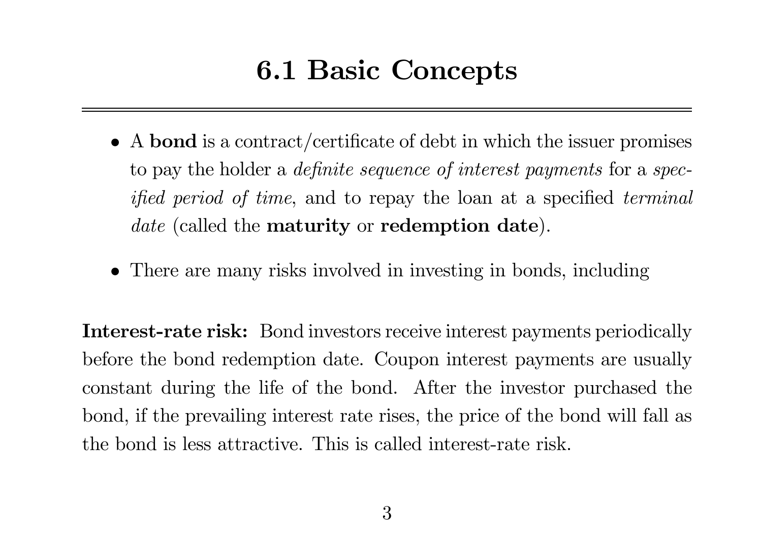# 6.1 Basic Concepts

- A **bond** is a contract/certificate of debt in which the issuer promises to pay the holder a *definite sequence of interest payments* for a *specified period of time*, and to repay the loan at a specified *terminal date* (called the **maturity** or **redemption date**).

- There are many risks involved in investing in bonds, including

**Interest-rate risk:** Bond investors receive interest payments periodically before the bond redemption date. Coupon interest payments are usually constant during the life of the bond. After the investor purchased the bond, if the prevailing interest rate rises, the price of the bond will fall as the bond is less attractive. This is called interest-rate risk.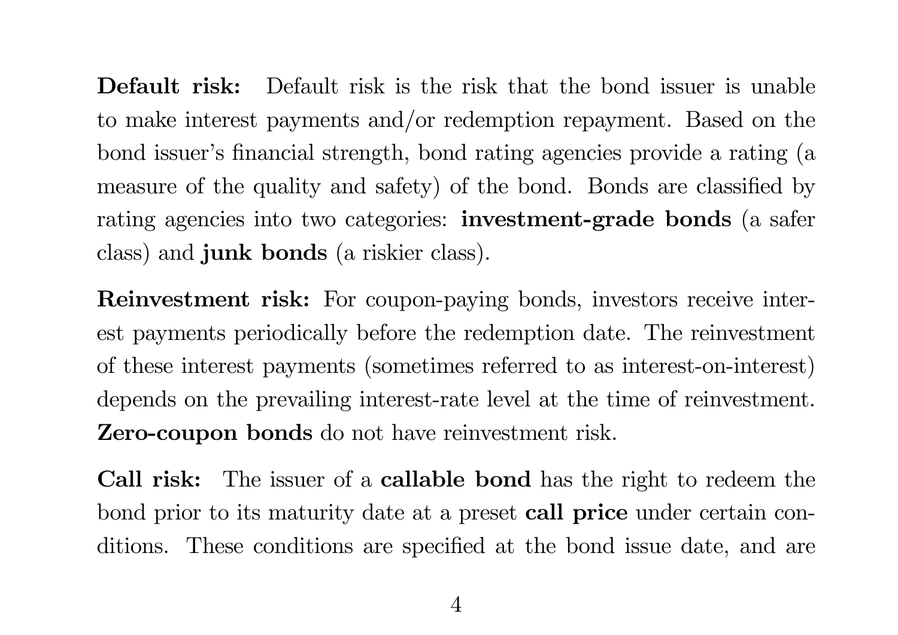**Default risk:** Default risk is the risk that the bond issuer is unable to make interest payments and/or redemption repayment. Based on the bond issuer's financial strength, bond rating agencies provide a rating (a measure of the quality and safety) of the bond. Bonds are classified by rating agencies into two categories: **investment-grade bonds** (a safer class) and **junk bonds** (a riskier class).

**Reinvestment risk:** For coupon-paying bonds, investors receive interest payments periodically before the redemption date. The reinvestment of these interest payments (sometimes referred to as interest-on-interest) depends on the prevailing interest-rate level at the time of reinvestment. **Zero-coupon bonds** do not have reinvestment risk.

**Call risk:** The issuer of a **callable bond** has the right to redeem the bond prior to its maturity date at a preset **call price** under certain conditions. These conditions are specified at the bond issue date, and are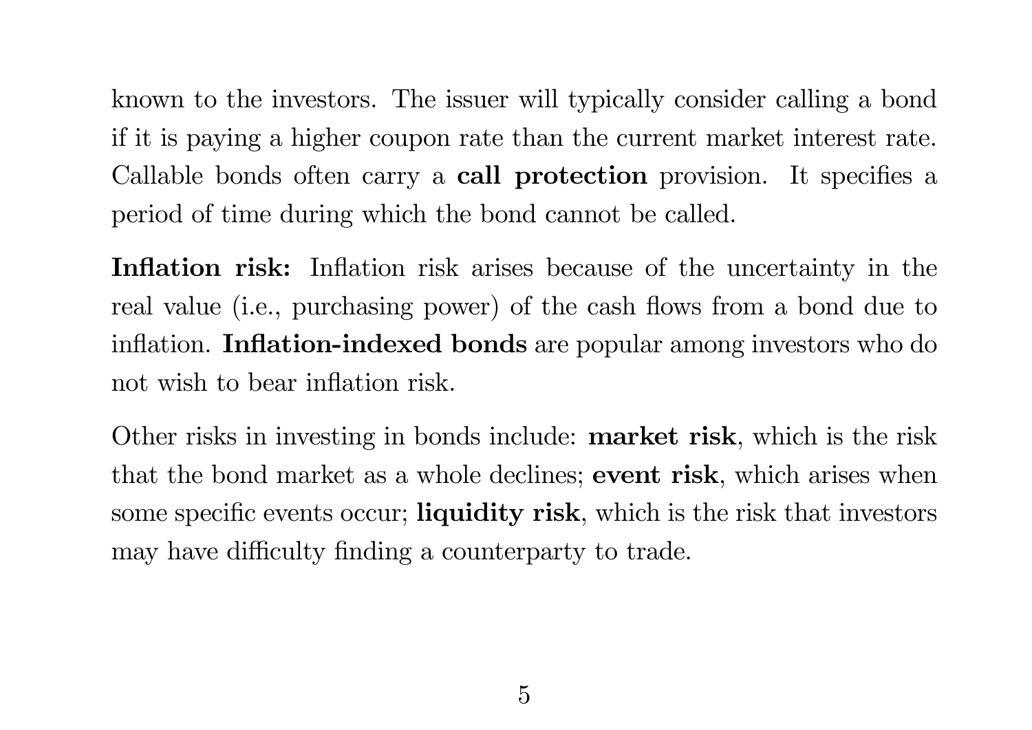known to the investors. The issuer will typically consider calling a bond if it is paying a higher coupon rate than the current market interest rate. Callable bonds often carry a **call protection** provision. It specifies a period of time during which the bond cannot be called.

**Inflation risk:** Inflation risk arises because of the uncertainty in the real value (i.e., purchasing power) of the cash flows from a bond due to inflation. **Inflation-indexed bonds** are popular among investors who do not wish to bear inflation risk.

Other risks in investing in bonds include: **market risk**, which is the risk that the bond market as a whole declines; **event risk**, which arises when some specific events occur; **liquidity risk**, which is the risk that investors may have difficulty finding a counterparty to trade.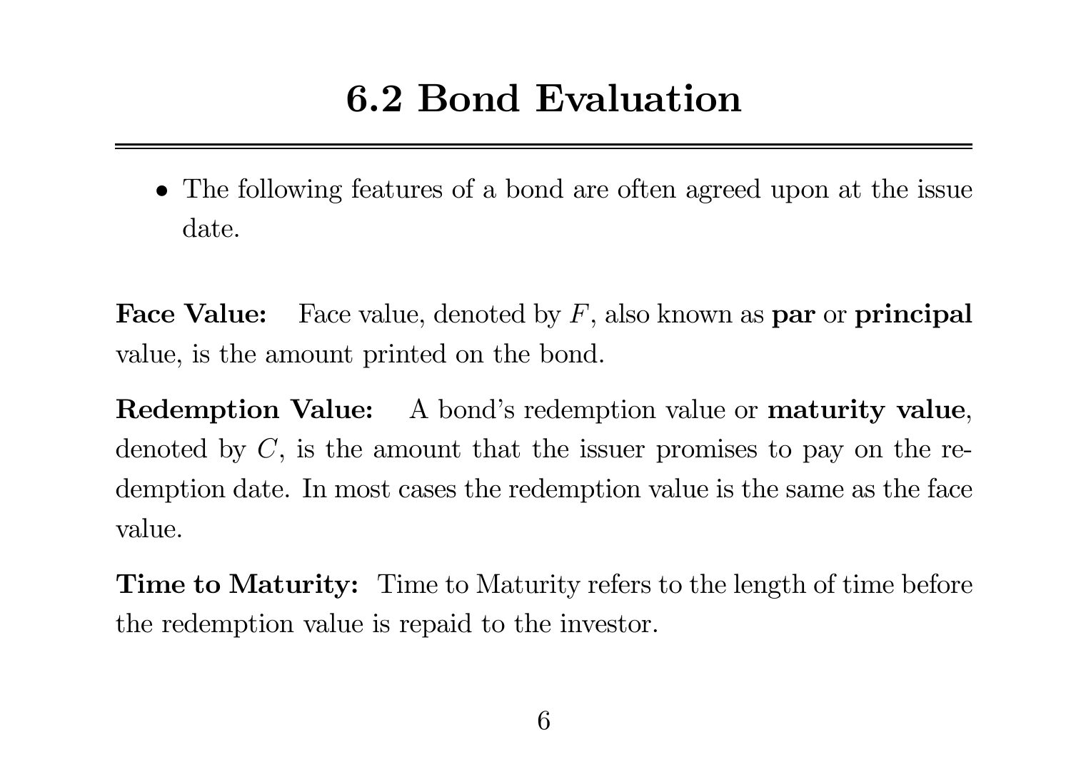# 6.2 Bond Evaluation

- The following features of a bond are often agreed upon at the issue date.

**Face Value:** Face value, denoted by $F$, also known as **par** or **principal** value, is the amount printed on the bond.

**Redemption Value:** A bond's redemption value or **maturity value**, denoted by $C$, is the amount that the issuer promises to pay on the redemption date. In most cases the redemption value is the same as the face value.

**Time to Maturity:** Time to Maturity refers to the length of time before the redemption value is repaid to the investor.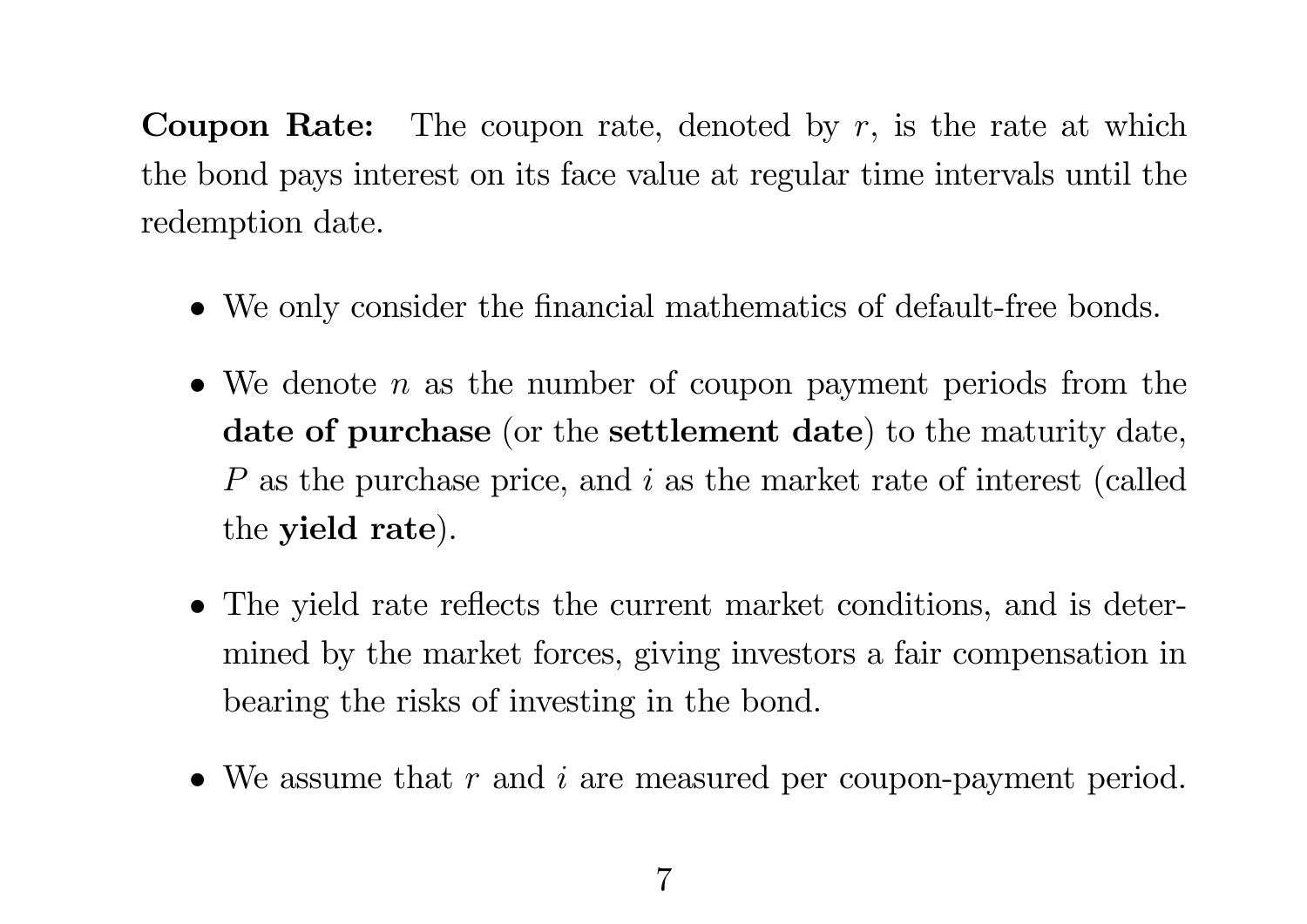**Coupon Rate:** The coupon rate, denoted by $r$, is the rate at which the bond pays interest on its face value at regular time intervals until the redemption date.

- We only consider the financial mathematics of default-free bonds.
- We denote $n$ as the number of coupon payment periods from the **date of purchase** (or the **settlement date**) to the maturity date, $P$ as the purchase price, and $i$ as the market rate of interest (called the **yield rate**).
- The yield rate reflects the current market conditions, and is determined by the market forces, giving investors a fair compensation in bearing the risks of investing in the bond.
- We assume that $r$ and $i$ are measured per coupon-payment period.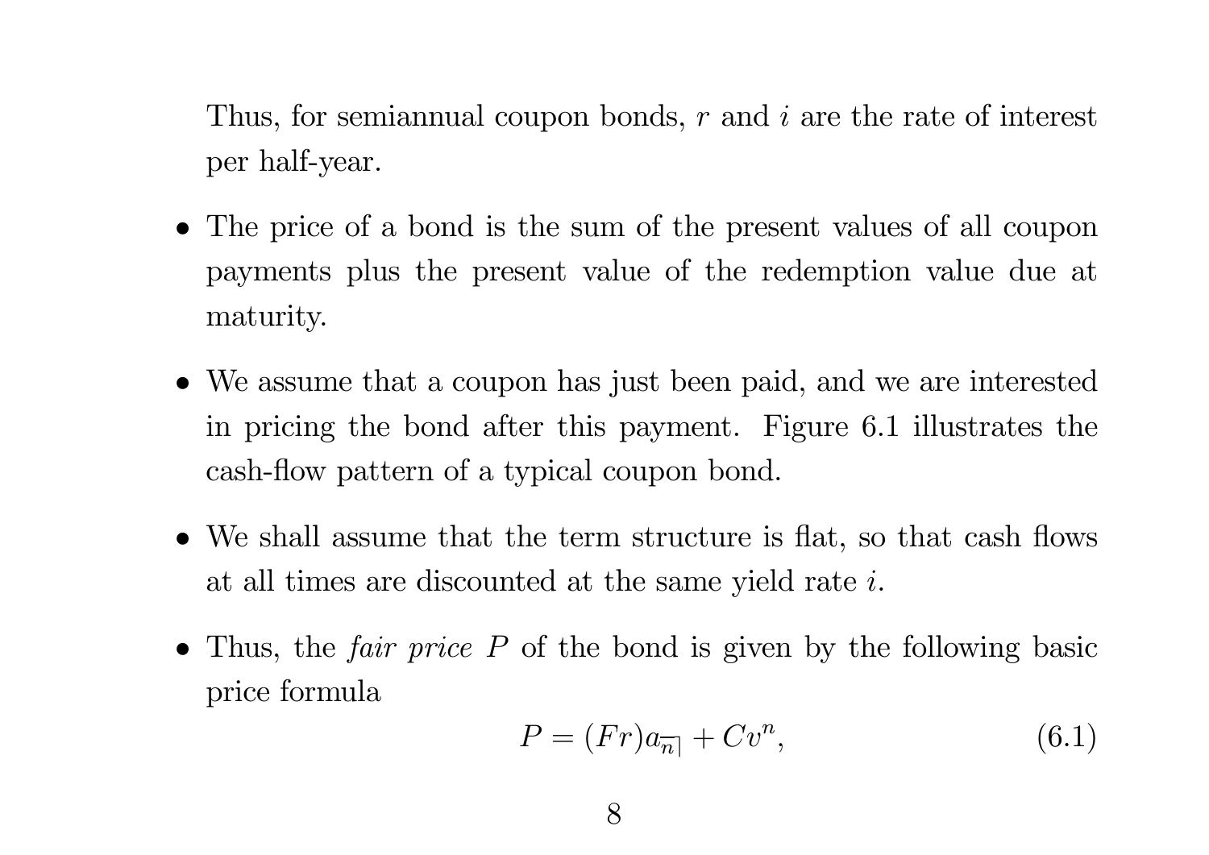Thus, for semiannual coupon bonds, $r$ and $i$ are the rate of interest per half-year.

- The price of a bond is the sum of the present values of all coupon payments plus the present value of the redemption value due at maturity.
- We assume that a coupon has just been paid, and we are interested in pricing the bond after this payment. Figure 6.1 illustrates the cash-flow pattern of a typical coupon bond.
- We shall assume that the term structure is flat, so that cash flows at all times are discounted at the same yield rate $i$.
- Thus, the *fair price* $P$ of the bond is given by the following basic price formula

$$P = (Fr)a_{\overline{n}|} + Cv^n, \tag{6.1}$$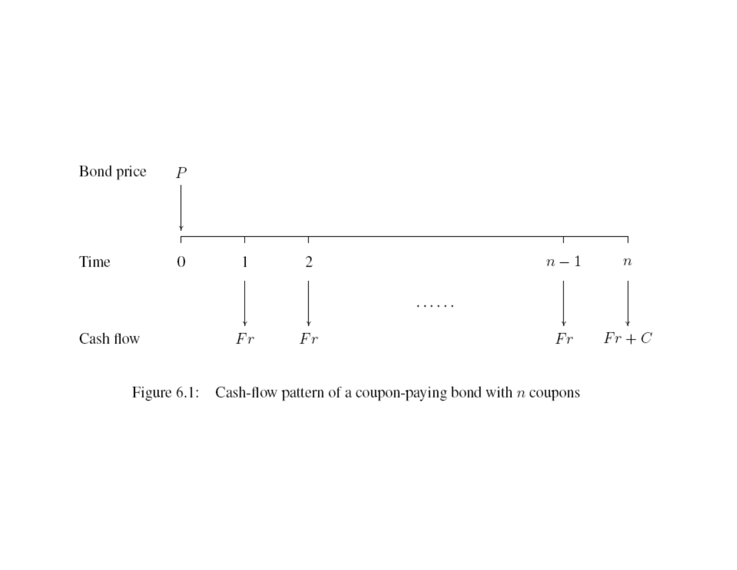Bond price $P$

Time 0 1 2 $n-1$ $n$

Cash flow $Fr$ $Fr$ ...... $Fr$ $Fr + C$

Figure 6.1: Cash-flow pattern of a coupon-paying bond with $n$ coupons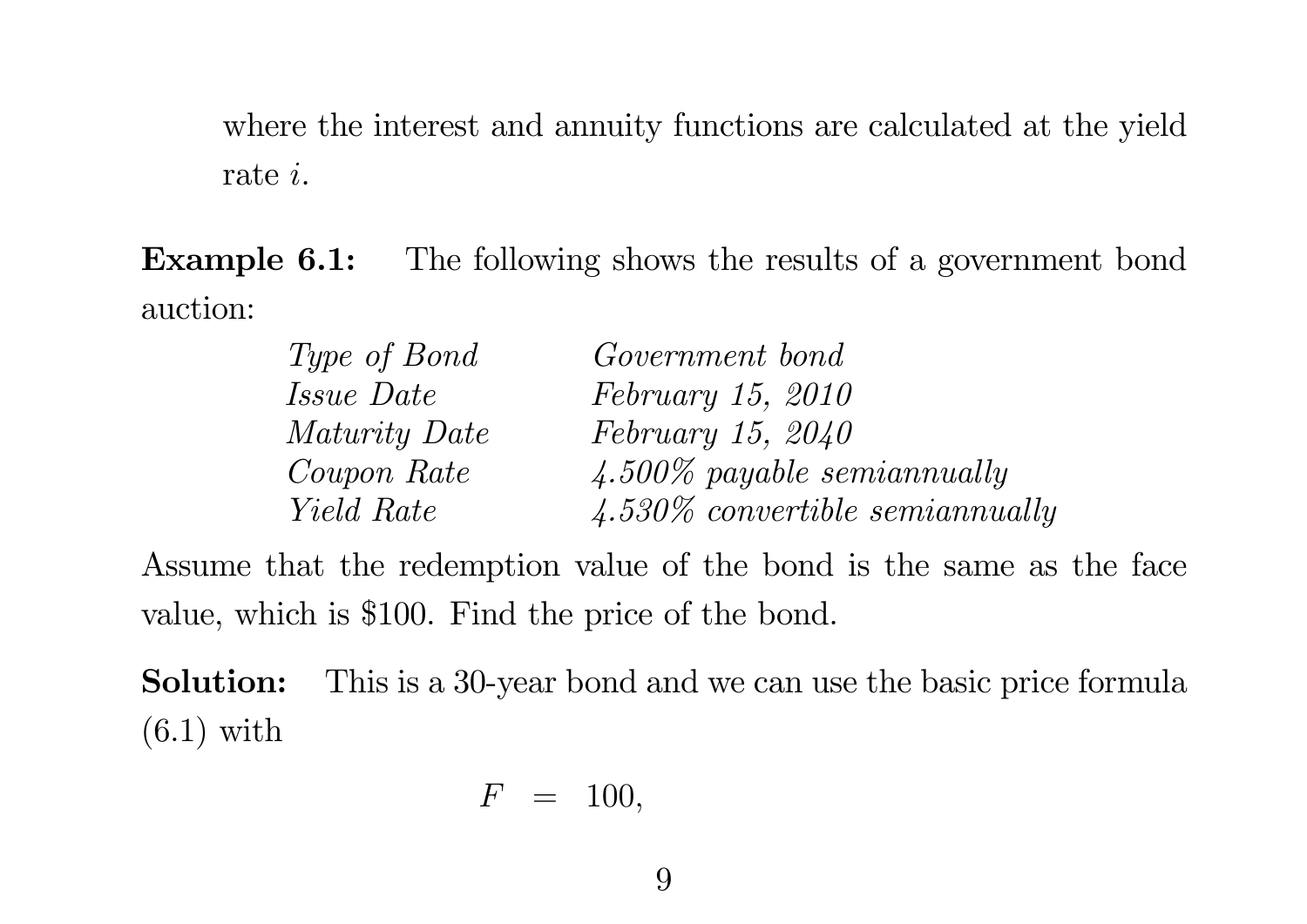where the interest and annuity functions are calculated at the yield rate $i$.

**Example 6.1:** The following shows the results of a government bond auction:

| | |
|---|---|
| *Type of Bond* | *Government bond* |
| *Issue Date* | *February 15, 2010* |
| *Maturity Date* | *February 15, 2040* |
| *Coupon Rate* | *4.500% payable semiannually* |
| *Yield Rate* | *4.530% convertible semiannually* |

Assume that the redemption value of the bond is the same as the face value, which is \$100. Find the price of the bond.

**Solution:** This is a 30-year bond and we can use the basic price formula (6.1) with

$$F = 100,$$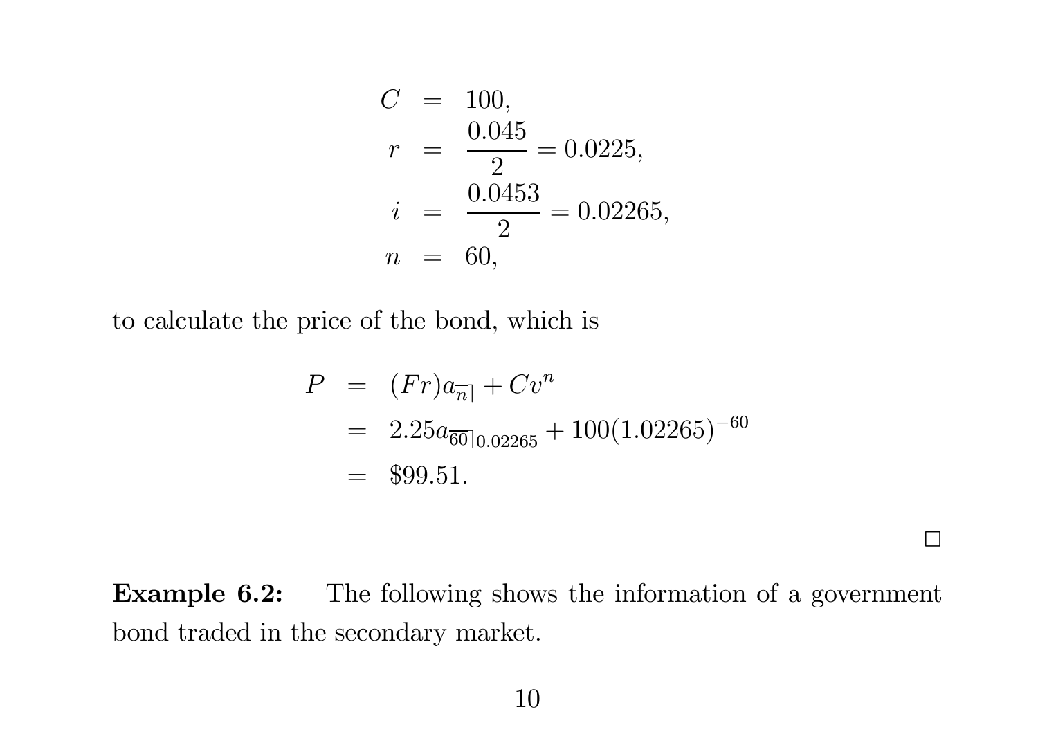$$
\begin{aligned}
C &= 100, \\
r &= \frac{0.045}{2} = 0.0225, \\
i &= \frac{0.0453}{2} = 0.02265, \\
n &= 60,
\end{aligned}
$$

to calculate the price of the bond, which is

$$
\begin{aligned}
P &= (Fr)a_{\overline{n}|} + Cv^n \\
&= 2.25a_{\overline{60}|0.02265} + 100(1.02265)^{-60} \\
&= \$99.51.
\end{aligned}
$$

□

**Example 6.2:** The following shows the information of a government bond traded in the secondary market.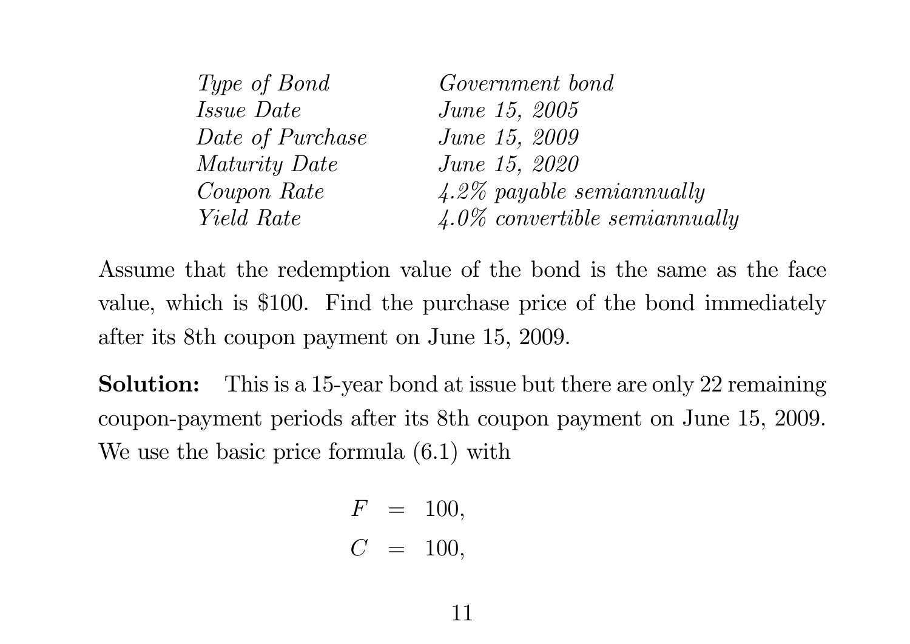| | |
|---|---|
| *Type of Bond* | *Government bond* |
| *Issue Date* | *June 15, 2005* |
| *Date of Purchase* | *June 15, 2009* |
| *Maturity Date* | *June 15, 2020* |
| *Coupon Rate* | *4.2% payable semiannually* |
| *Yield Rate* | *4.0% convertible semiannually* |

Assume that the redemption value of the bond is the same as the face value, which is \$100. Find the purchase price of the bond immediately after its 8th coupon payment on June 15, 2009.

**Solution:** This is a 15-year bond at issue but there are only 22 remaining coupon-payment periods after its 8th coupon payment on June 15, 2009. We use the basic price formula (6.1) with

$$
\begin{aligned}
F &= 100, \\
C &= 100,
\end{aligned}
$$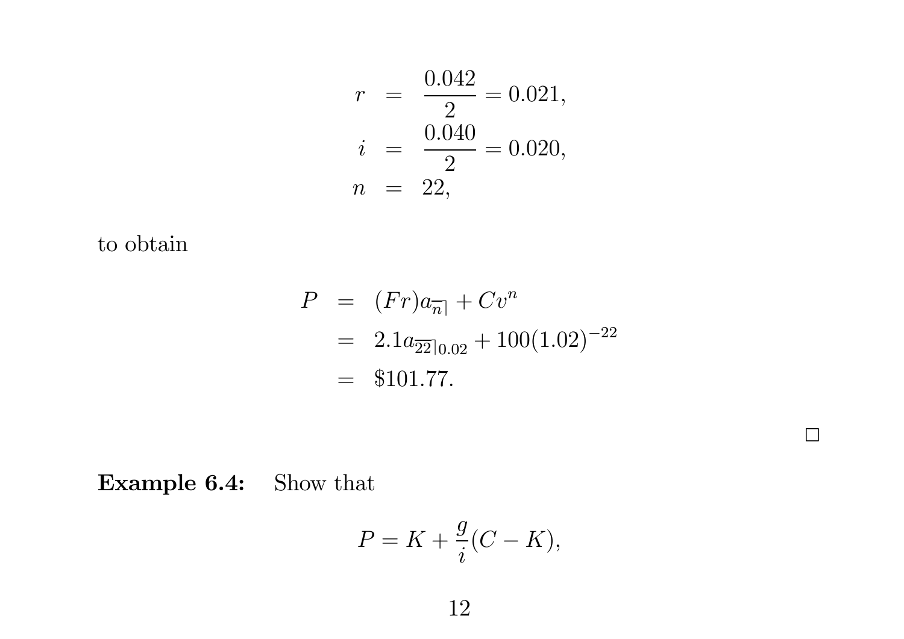$$
\begin{aligned}
r &= \frac{0.042}{2} = 0.021, \\
i &= \frac{0.040}{2} = 0.020, \\
n &= 22,
\end{aligned}
$$

to obtain

$$
\begin{aligned}
P &= (Fr)a_{\overline{n}|} + Cv^n \\
&= 2.1a_{\overline{22}|0.02} + 100(1.02)^{-22} \\
&= \$101.77.
\end{aligned}
$$

□

**Example 6.4:** Show that

$$
P = K + \frac{g}{i}(C - K),
$$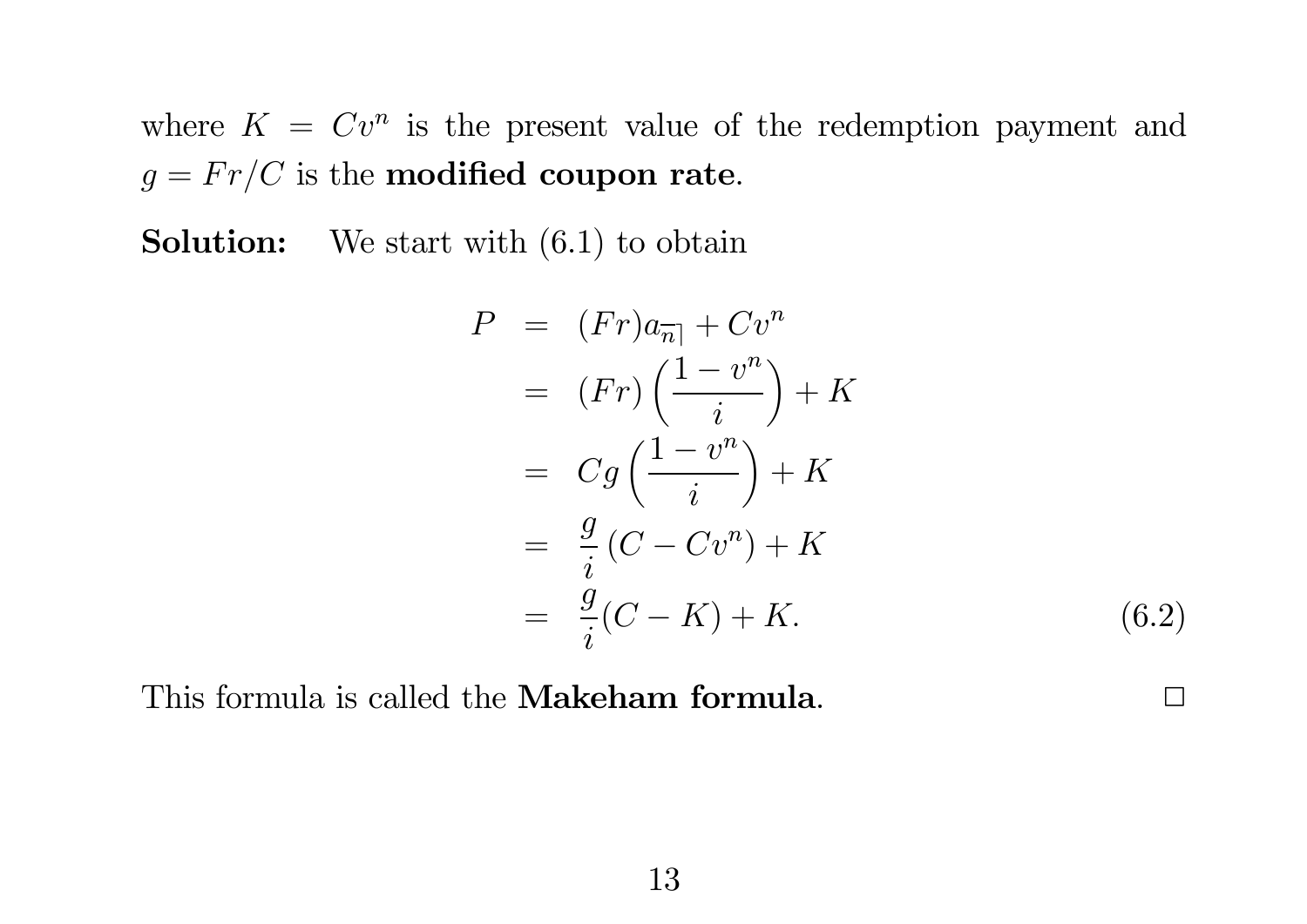where $K = Cv^n$ is the present value of the redemption payment and $g = Fr/C$ is the **modified coupon rate**.

**Solution:** We start with (6.1) to obtain

$$
\begin{aligned}
P &= (Fr)a_{\overline{n}|} + Cv^n \\
&= (Fr)\left(\frac{1-v^n}{i}\right) + K \\
&= Cg\left(\frac{1-v^n}{i}\right) + K \\
&= \frac{g}{i}(C - Cv^n) + K \\
&= \frac{g}{i}(C-K) + K. \qquad (6.2)
\end{aligned}
$$

This formula is called the **Makeham formula**. □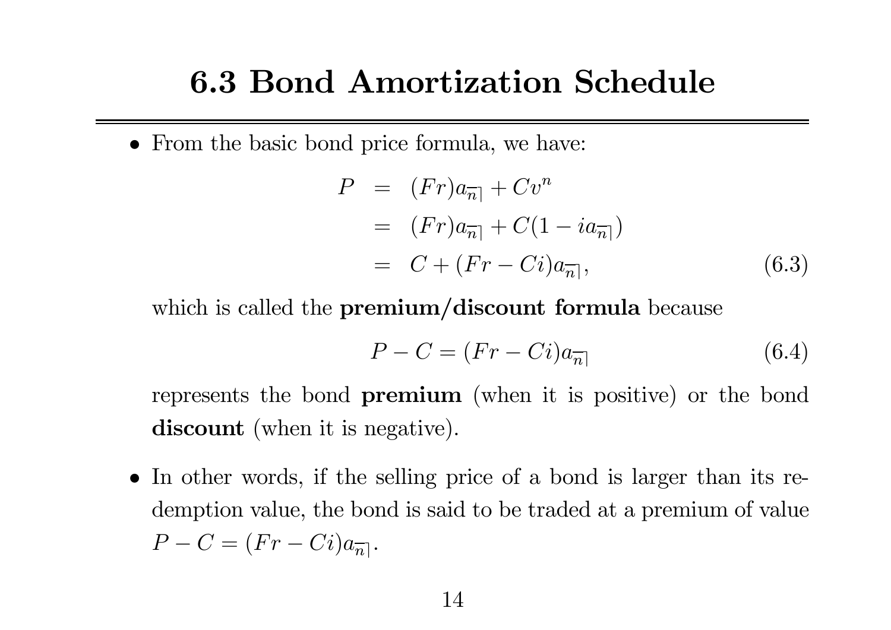## 6.3 Bond Amortization Schedule

- From the basic bond price formula, we have:

$$
\begin{aligned}
P &= (Fr)a_{\overline{n}|} + Cv^n \\
&= (Fr)a_{\overline{n}|} + C(1 - ia_{\overline{n}|}) \\
&= C + (Fr - Ci)a_{\overline{n}|}, \qquad (6.3)
\end{aligned}
$$

  which is called the **premium/discount formula** because

$$
P - C = (Fr - Ci)a_{\overline{n}|} \qquad (6.4)
$$

  represents the bond **premium** (when it is positive) or the bond **discount** (when it is negative).

- In other words, if the selling price of a bond is larger than its redemption value, the bond is said to be traded at a premium of value $P - C = (Fr - Ci)a_{\overline{n}|}$.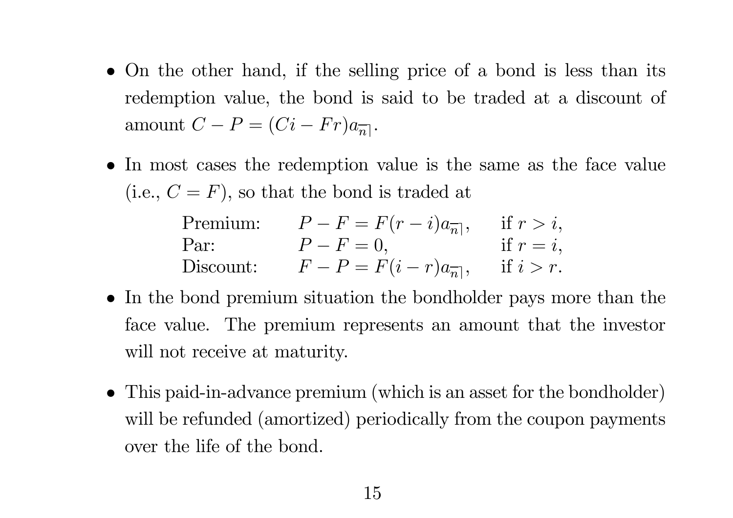- On the other hand, if the selling price of a bond is less than its redemption value, the bond is said to be traded at a discount of amount $C - P = (Ci - Fr)a_{\overline{n}|}$.

- In most cases the redemption value is the same as the face value (i.e., $C = F$), so that the bond is traded at

$$
\begin{array}{lll}
\text{Premium:} & P - F = F(r - i)a_{\overline{n}|}, & \text{if } r > i, \\
\text{Par:} & P - F = 0, & \text{if } r = i, \\
\text{Discount:} & F - P = F(i - r)a_{\overline{n}|}, & \text{if } i > r.
\end{array}
$$

- In the bond premium situation the bondholder pays more than the face value. The premium represents an amount that the investor will not receive at maturity.

- This paid-in-advance premium (which is an asset for the bondholder) will be refunded (amortized) periodically from the coupon payments over the life of the bond.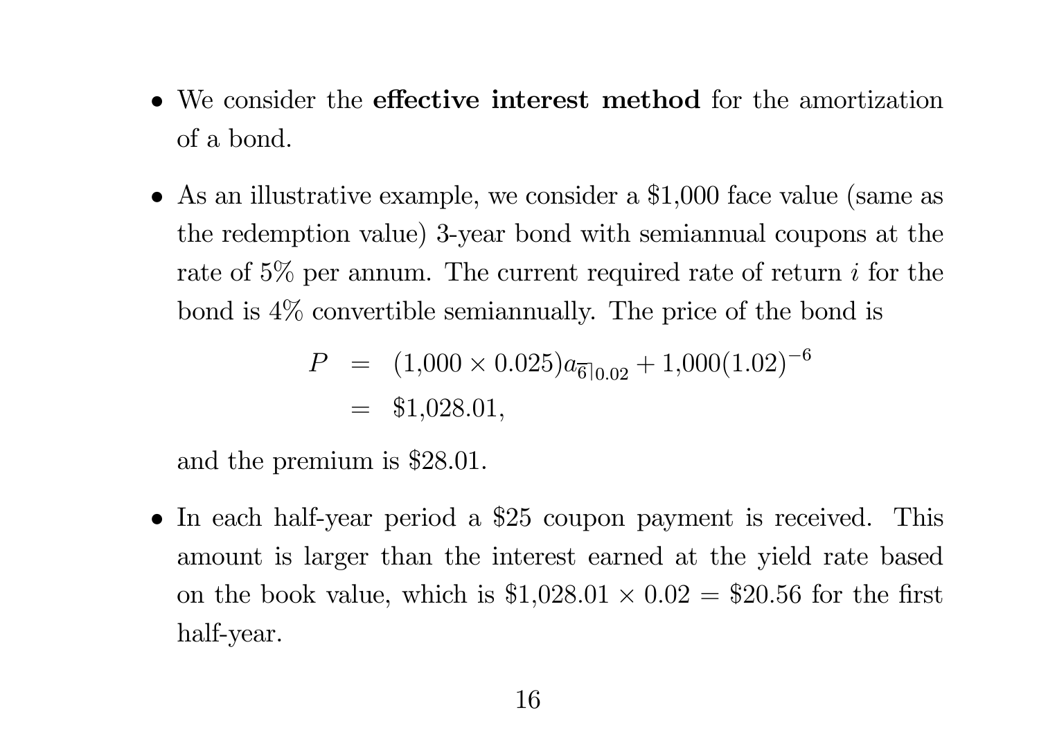- We consider the **effective interest method** for the amortization of a bond.

- As an illustrative example, we consider a \$1,000 face value (same as the redemption value) 3-year bond with semiannual coupons at the rate of 5% per annum. The current required rate of return $i$ for the bond is 4% convertible semiannually. The price of the bond is

$$
\begin{aligned}
P &= (1{,}000 \times 0.025)a_{\overline{6}|0.02} + 1{,}000(1.02)^{-6} \\
&= \$1{,}028.01,
\end{aligned}
$$

  and the premium is \$28.01.

- In each half-year period a \$25 coupon payment is received. This amount is larger than the interest earned at the yield rate based on the book value, which is $\$1{,}028.01 \times 0.02 = \$20.56$ for the first half-year.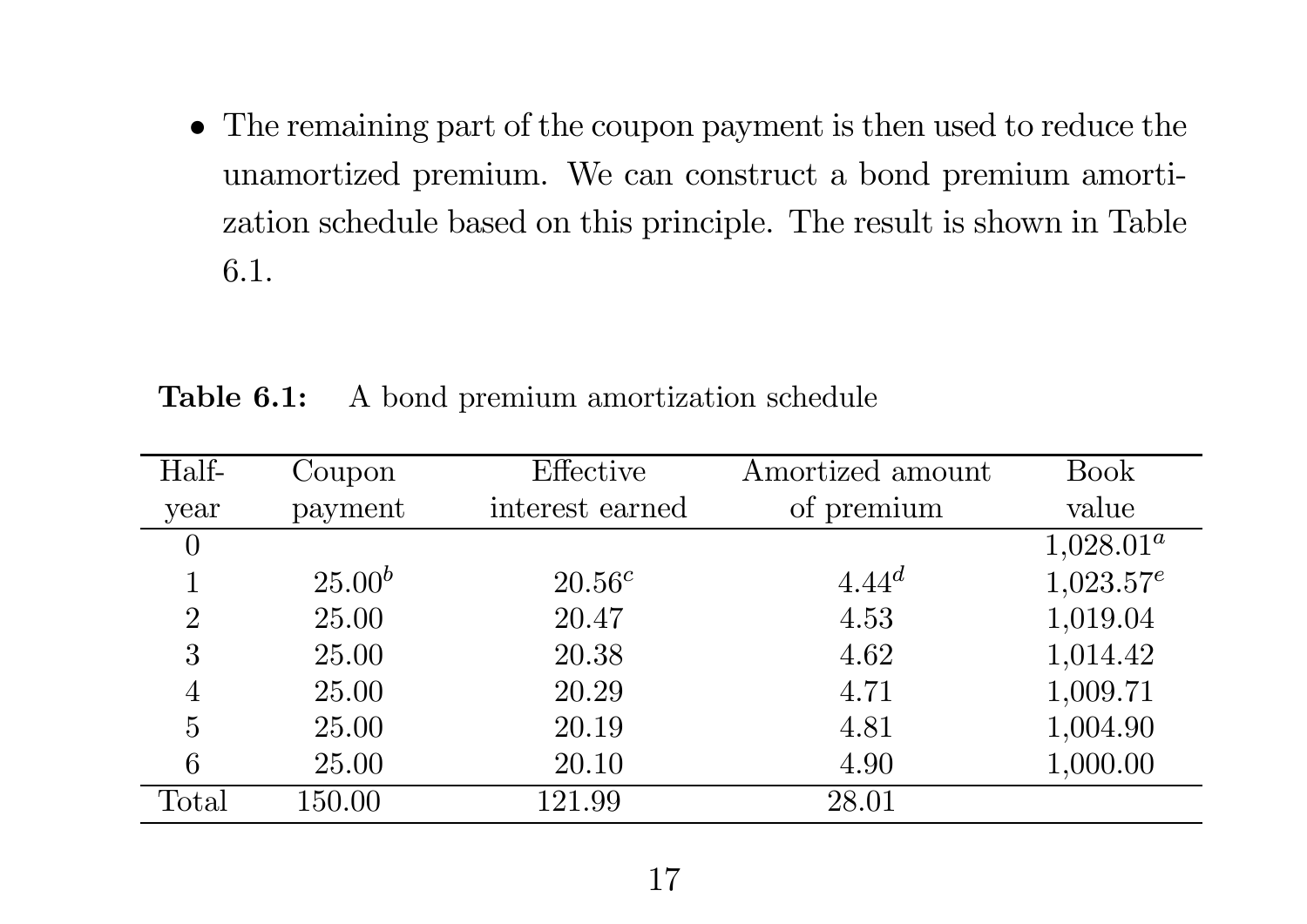- The remaining part of the coupon payment is then used to reduce the unamortized premium. We can construct a bond premium amortization schedule based on this principle. The result is shown in Table 6.1.

**Table 6.1:** A bond premium amortization schedule

| Half-year | Coupon payment | Effective interest earned | Amortized amount of premium | Book value |
|---|---|---|---|---|
| 0 | | | | 1,028.01[a] |
| 1 | 25.00[b] | 20.56[c] | 4.44[d] | 1,023.57[e] |
| 2 | 25.00 | 20.47 | 4.53 | 1,019.04 |
| 3 | 25.00 | 20.38 | 4.62 | 1,014.42 |
| 4 | 25.00 | 20.29 | 4.71 | 1,009.71 |
| 5 | 25.00 | 20.19 | 4.81 | 1,004.90 |
| 6 | 25.00 | 20.10 | 4.90 | 1,000.00 |
| Total | 150.00 | 121.99 | 28.01 | |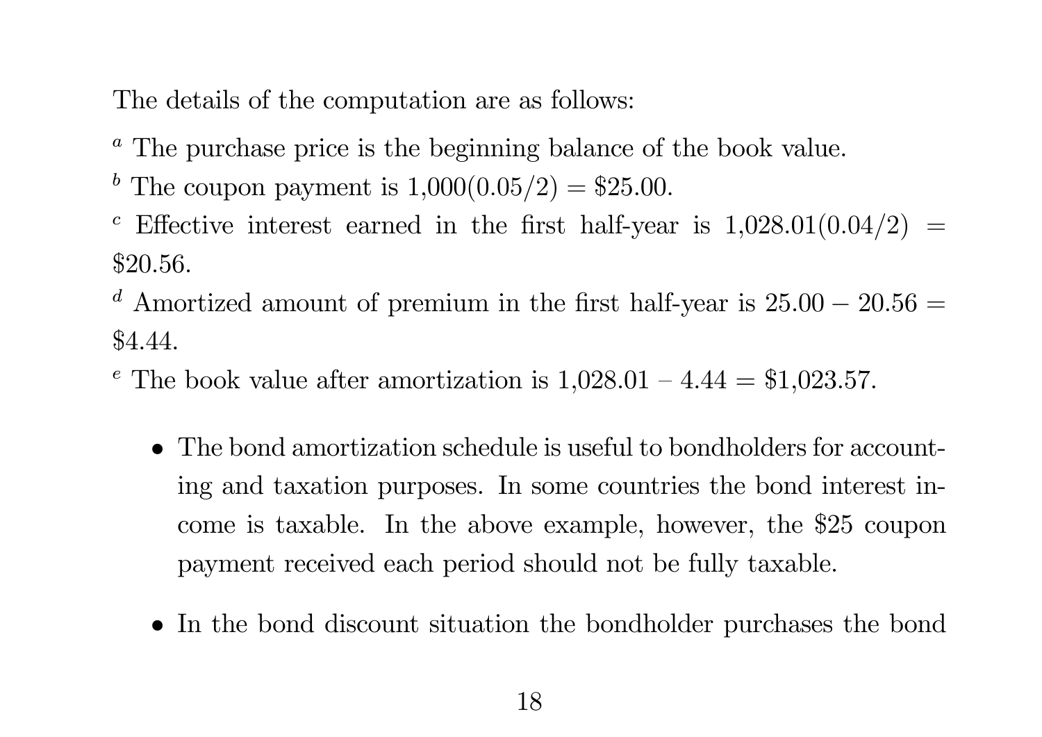The details of the computation are as follows:

[a] The purchase price is the beginning balance of the book value.

[b] The coupon payment is $1{,}000(0.05/2) = \$25.00$.

[c] Effective interest earned in the first half-year is $1{,}028.01(0.04/2) = \$20.56$.

[d] Amortized amount of premium in the first half-year is $25.00 - 20.56 = \$4.44$.

[e] The book value after amortization is $1{,}028.01 - 4.44 = \$1{,}023.57$.

- The bond amortization schedule is useful to bondholders for accounting and taxation purposes. In some countries the bond interest income is taxable. In the above example, however, the \$25 coupon payment received each period should not be fully taxable.

- In the bond discount situation the bondholder purchases the bond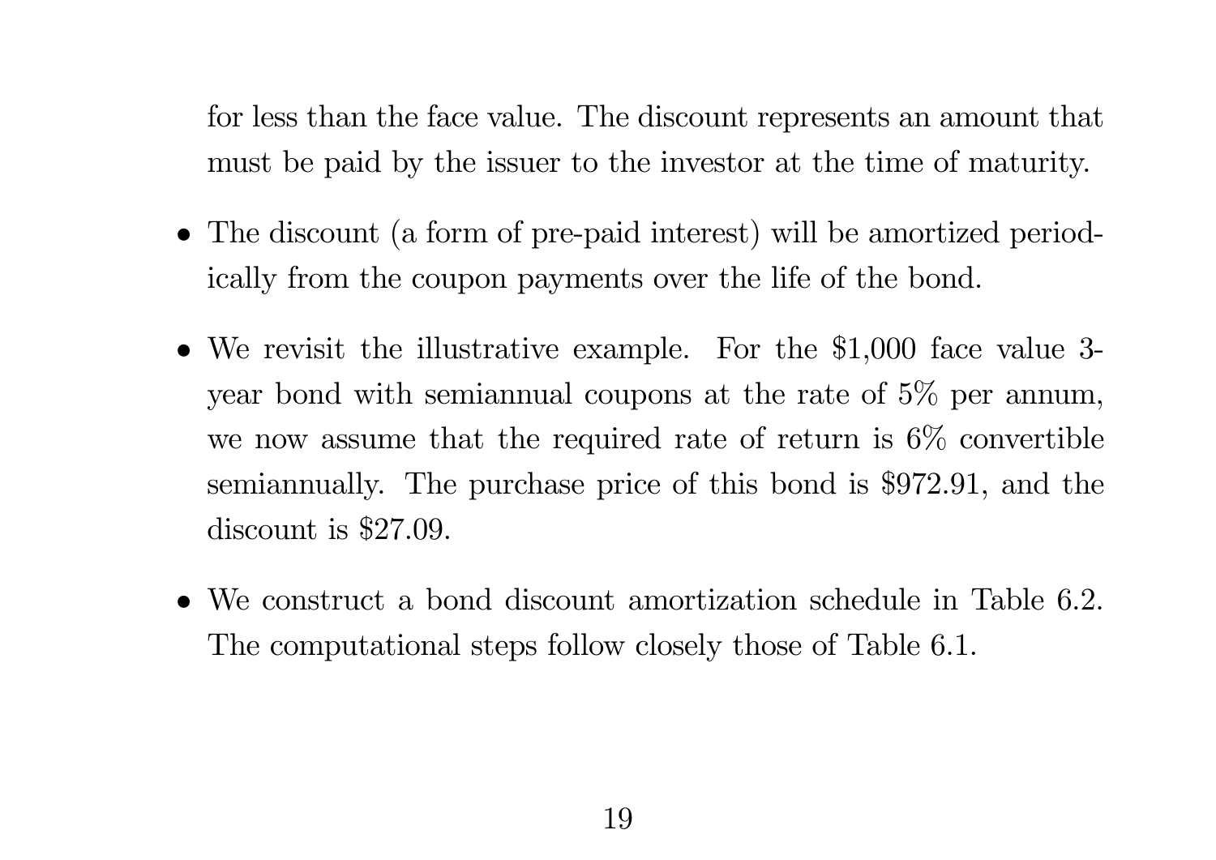for less than the face value. The discount represents an amount that must be paid by the issuer to the investor at the time of maturity.

- The discount (a form of pre-paid interest) will be amortized periodically from the coupon payments over the life of the bond.

- We revisit the illustrative example. For the \$1,000 face value 3-year bond with semiannual coupons at the rate of 5% per annum, we now assume that the required rate of return is 6% convertible semiannually. The purchase price of this bond is \$972.91, and the discount is \$27.09.

- We construct a bond discount amortization schedule in Table 6.2. The computational steps follow closely those of Table 6.1.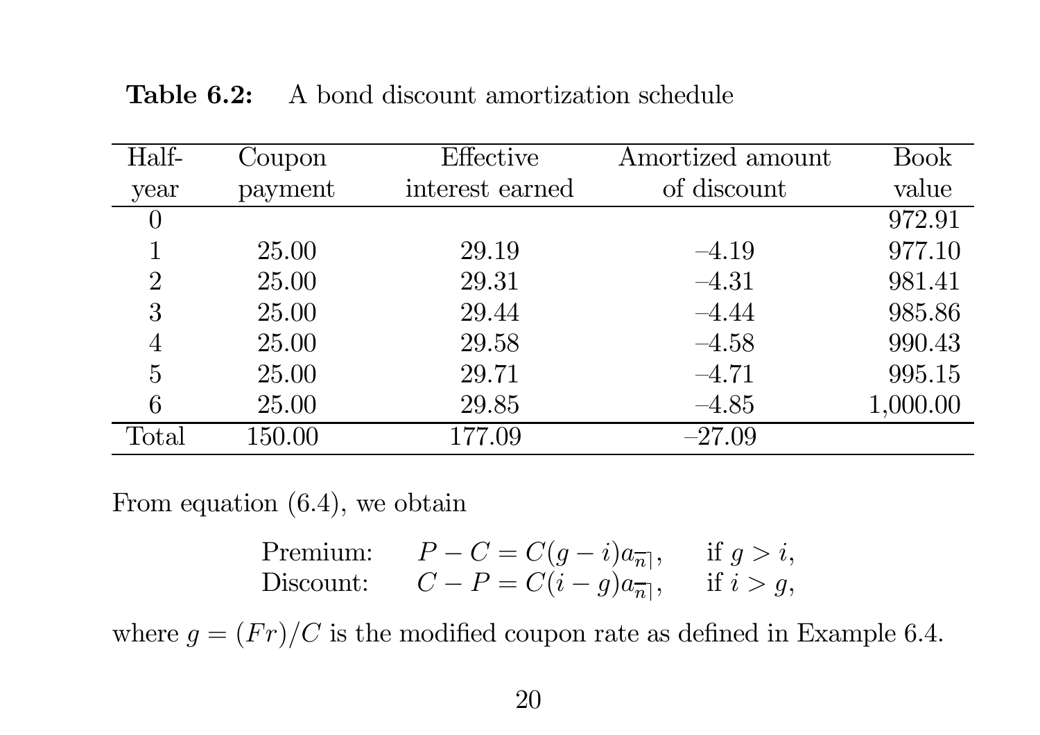**Table 6.2:** A bond discount amortization schedule

| Half-year | Coupon payment | Effective interest earned | Amortized amount of discount | Book value |
|---|---|---|---|---|
| 0 | | | | 972.91 |
| 1 | 25.00 | 29.19 | –4.19 | 977.10 |
| 2 | 25.00 | 29.31 | –4.31 | 981.41 |
| 3 | 25.00 | 29.44 | –4.44 | 985.86 |
| 4 | 25.00 | 29.58 | –4.58 | 990.43 |
| 5 | 25.00 | 29.71 | –4.71 | 995.15 |
| 6 | 25.00 | 29.85 | –4.85 | 1,000.00 |
| Total | 150.00 | 177.09 | –27.09 | |

From equation (6.4), we obtain

$$
\begin{array}{lll}
\text{Premium:} & P - C = C(g - i)a_{\overline{n}|}, & \text{if } g > i, \\
\text{Discount:} & C - P = C(i - g)a_{\overline{n}|}, & \text{if } i > g,
\end{array}
$$

where $g = (Fr)/C$ is the modified coupon rate as defined in Example 6.4.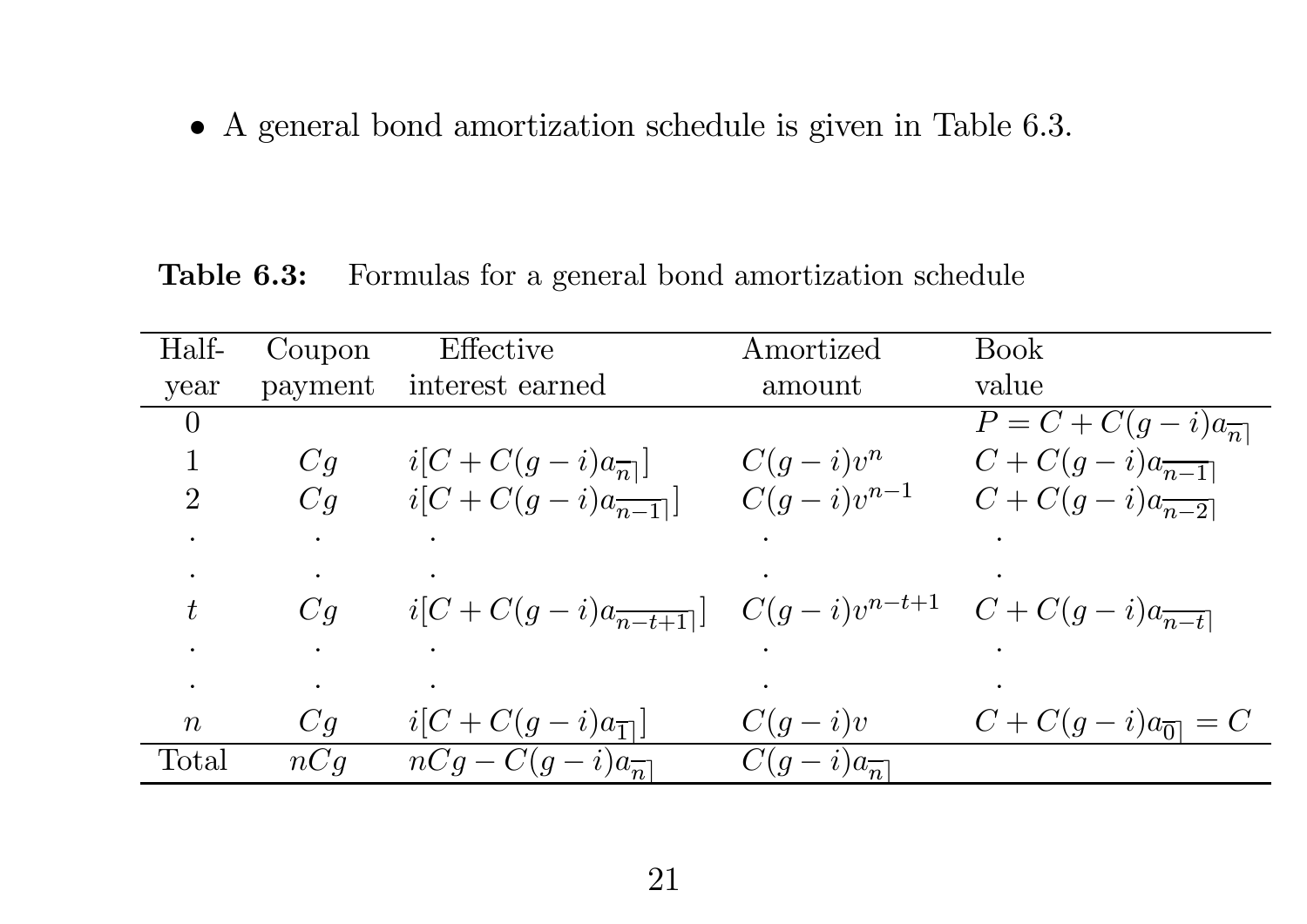- A general bond amortization schedule is given in Table 6.3.

**Table 6.3:** Formulas for a general bond amortization schedule

| Half-year | Coupon payment | Effective interest earned | Amortized amount | Book value |
|---|---|---|---|---|
| 0 | | | | $P = C + C(g-i)a_{\overline{n}\rceil}$ |
| 1 | $Cg$ | $i[C + C(g-i)a_{\overline{n}\rceil}]$ | $C(g-i)v^n$ | $C + C(g-i)a_{\overline{n-1}\rceil}$ |
| 2 | $Cg$ | $i[C + C(g-i)a_{\overline{n-1}\rceil}]$ | $C(g-i)v^{n-1}$ | $C + C(g-i)a_{\overline{n-2}\rceil}$ |
| . | . | . | . | . |
| . | . | . | . | . |
| $t$ | $Cg$ | $i[C + C(g-i)a_{\overline{n-t+1}\rceil}]$ | $C(g-i)v^{n-t+1}$ | $C + C(g-i)a_{\overline{n-t}\rceil}$ |
| . | . | . | . | . |
| . | . | . | . | . |
| $n$ | $Cg$ | $i[C + C(g-i)a_{\overline{1}\rceil}]$ | $C(g-i)v$ | $C + C(g-i)a_{\overline{0}\rceil} = C$ |
| Total | $nCg$ | $nCg - C(g-i)a_{\overline{n}\rceil}$ | $C(g-i)a_{\overline{n}\rceil}$ | |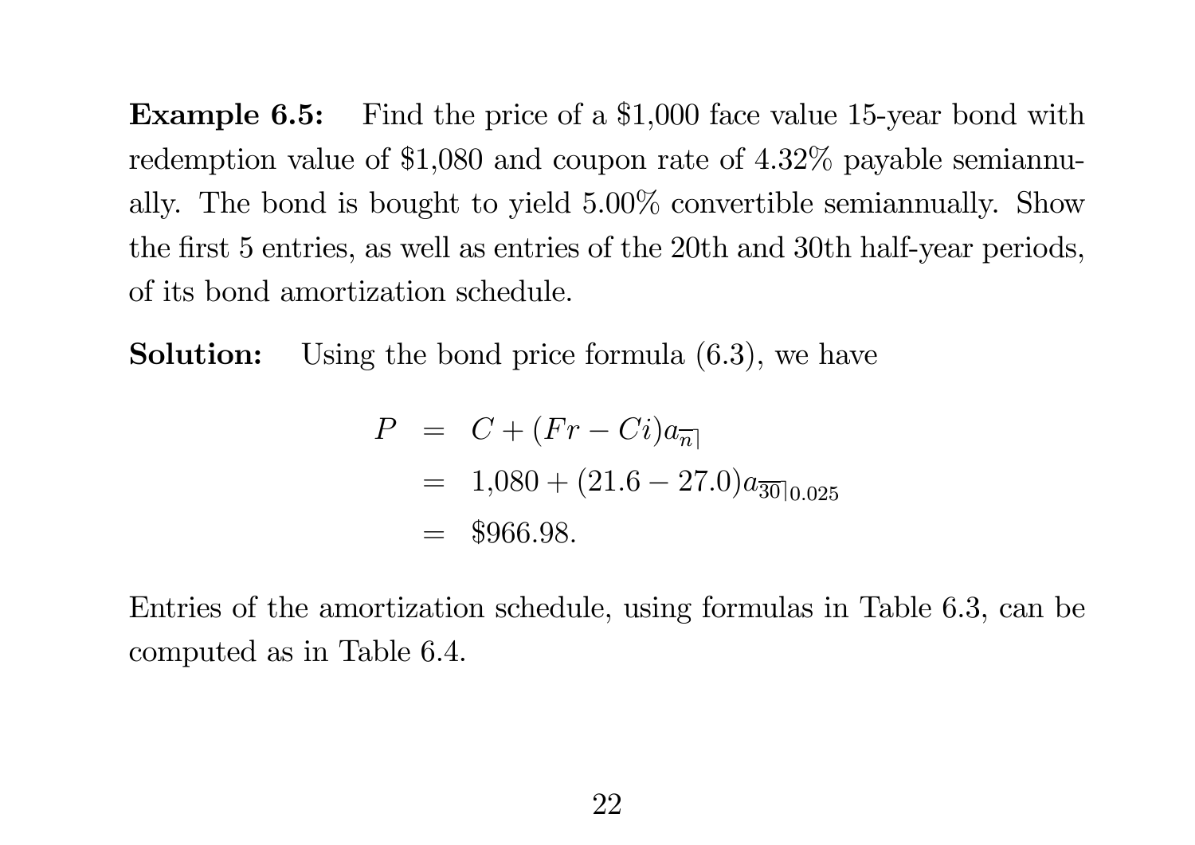**Example 6.5:** Find the price of a \$1,000 face value 15-year bond with redemption value of \$1,080 and coupon rate of 4.32% payable semiannually. The bond is bought to yield 5.00% convertible semiannually. Show the first 5 entries, as well as entries of the 20th and 30th half-year periods, of its bond amortization schedule.

**Solution:** Using the bond price formula (6.3), we have

$$
\begin{aligned}
P &= C + (Fr - Ci)a_{\overline{n}|} \\
&= 1{,}080 + (21.6 - 27.0)a_{\overline{30}|0.025} \\
&= \$966.98.
\end{aligned}
$$

Entries of the amortization schedule, using formulas in Table 6.3, can be computed as in Table 6.4.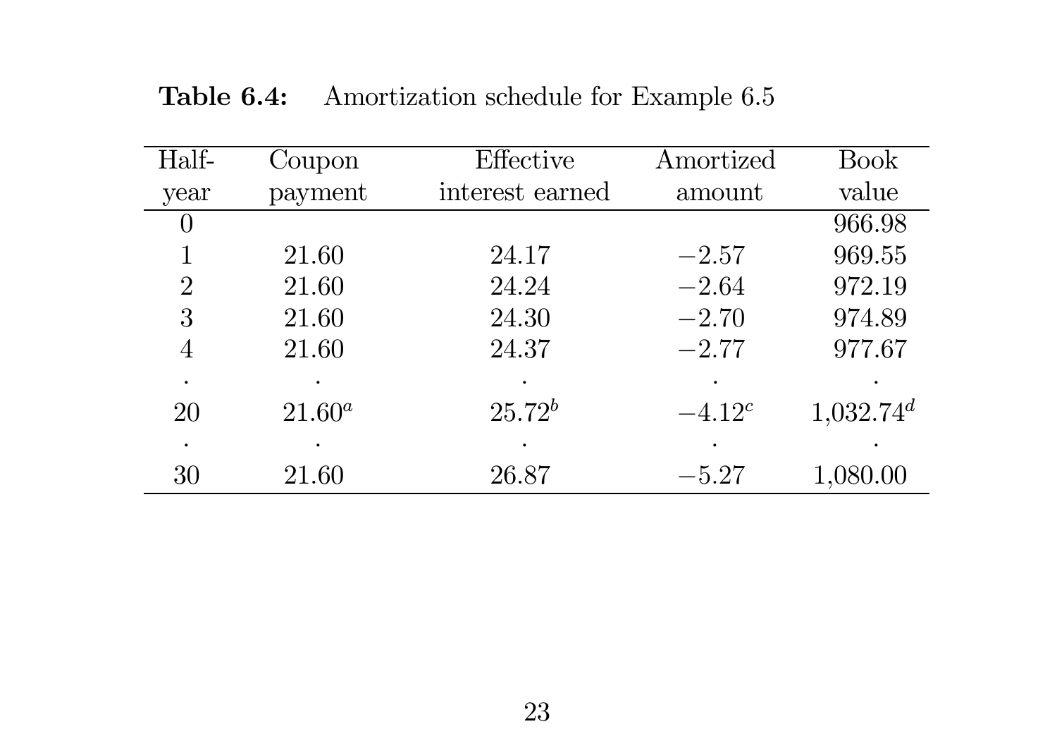**Table 6.4:** Amortization schedule for Example 6.5

| Half-year | Coupon payment | Effective interest earned | Amortized amount | Book value |
|---|---|---|---|---|
| 0 | | | | 966.98 |
| 1 | 21.60 | 24.17 | −2.57 | 969.55 |
| 2 | 21.60 | 24.24 | −2.64 | 972.19 |
| 3 | 21.60 | 24.30 | −2.70 | 974.89 |
| 4 | 21.60 | 24.37 | −2.77 | 977.67 |
| · | · | · | · | · |
| 20 | 21.60[a] | 25.72[b] | −4.12[c] | 1,032.74[d] |
| · | · | · | · | · |
| 30 | 21.60 | 26.87 | −5.27 | 1,080.00 |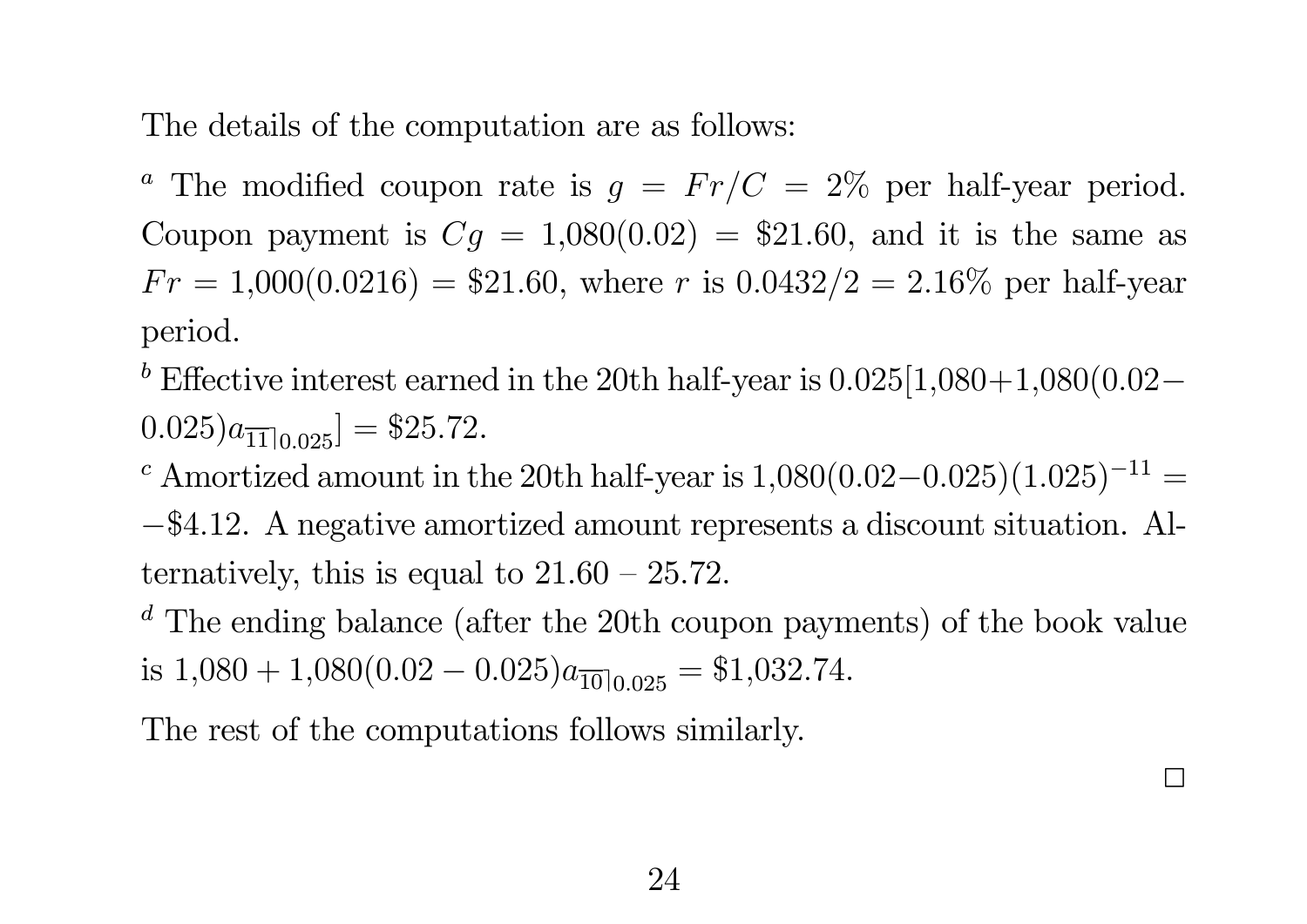The details of the computation are as follows:

[a] The modified coupon rate is $g = Fr/C = 2\%$ per half-year period. Coupon payment is $Cg = 1{,}080(0.02) = \$21.60$, and it is the same as $Fr = 1{,}000(0.0216) = \$21.60$, where $r$ is $0.0432/2 = 2.16\%$ per half-year period.

[b] Effective interest earned in the 20th half-year is $0.025[1{,}080+1{,}080(0.02-0.025)a_{\overline{11}|0.025}] = \$25.72$.

[c] Amortized amount in the 20th half-year is $1{,}080(0.02-0.025)(1.025)^{-11} = -\$4.12$. A negative amortized amount represents a discount situation. Alternatively, this is equal to 21.60 – 25.72.

[d] The ending balance (after the 20th coupon payments) of the book value is $1{,}080 + 1{,}080(0.02 - 0.025)a_{\overline{10}|0.025} = \$1{,}032.74$.

The rest of the computations follows similarly.

□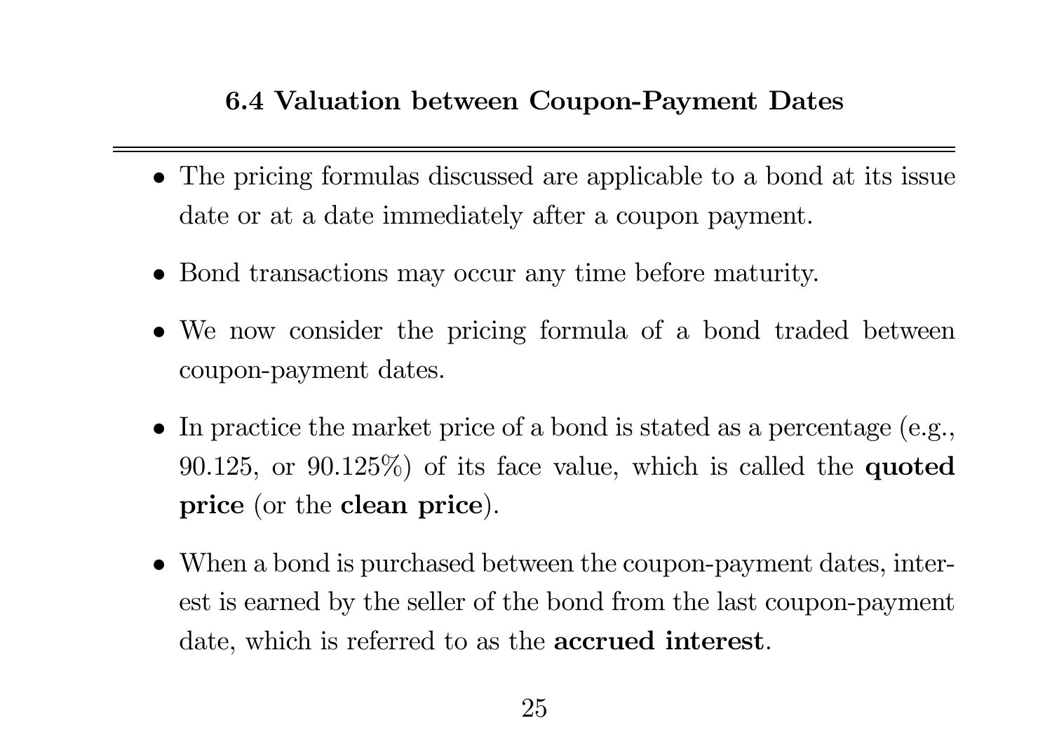## 6.4 Valuation between Coupon-Payment Dates

- The pricing formulas discussed are applicable to a bond at its issue date or at a date immediately after a coupon payment.
- Bond transactions may occur any time before maturity.
- We now consider the pricing formula of a bond traded between coupon-payment dates.
- In practice the market price of a bond is stated as a percentage (e.g., 90.125, or 90.125%) of its face value, which is called the **quoted price** (or the **clean price**).
- When a bond is purchased between the coupon-payment dates, interest is earned by the seller of the bond from the last coupon-payment date, which is referred to as the **accrued interest**.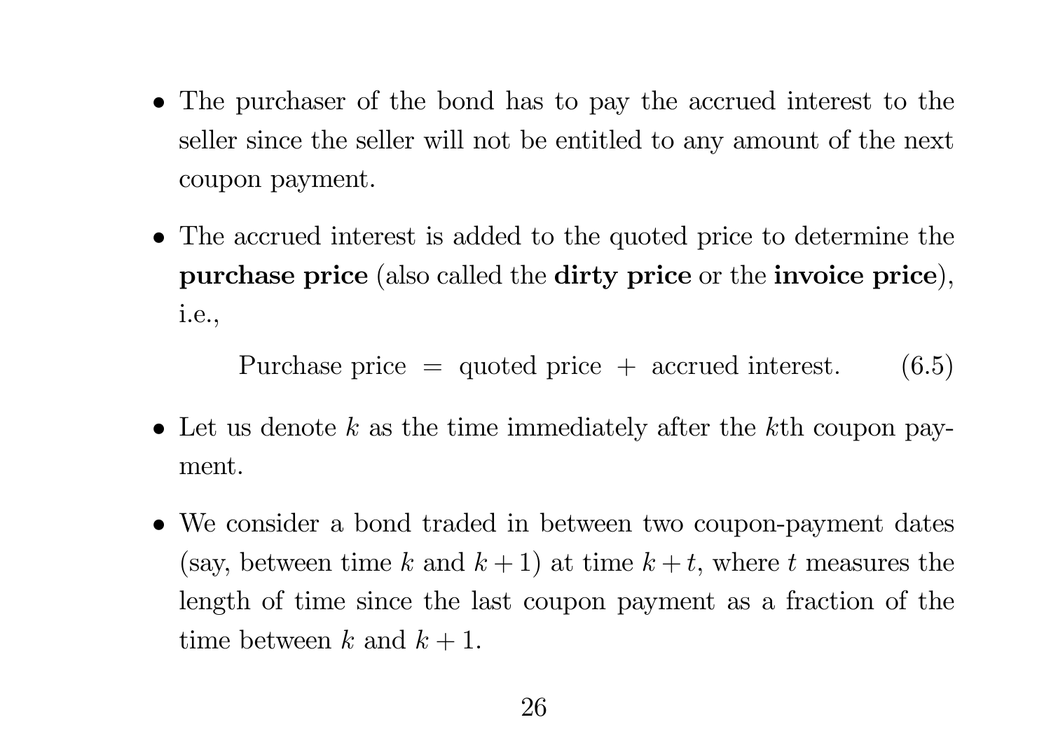- The purchaser of the bond has to pay the accrued interest to the seller since the seller will not be entitled to any amount of the next coupon payment.

- The accrued interest is added to the quoted price to determine the **purchase price** (also called the **dirty price** or the **invoice price**), i.e.,

$$\text{Purchase price} \;=\; \text{quoted price} \;+\; \text{accrued interest.} \qquad (6.5)$$

- Let us denote $k$ as the time immediately after the $k$th coupon payment.

- We consider a bond traded in between two coupon-payment dates (say, between time $k$ and $k+1$) at time $k+t$, where $t$ measures the length of time since the last coupon payment as a fraction of the time between $k$ and $k+1$.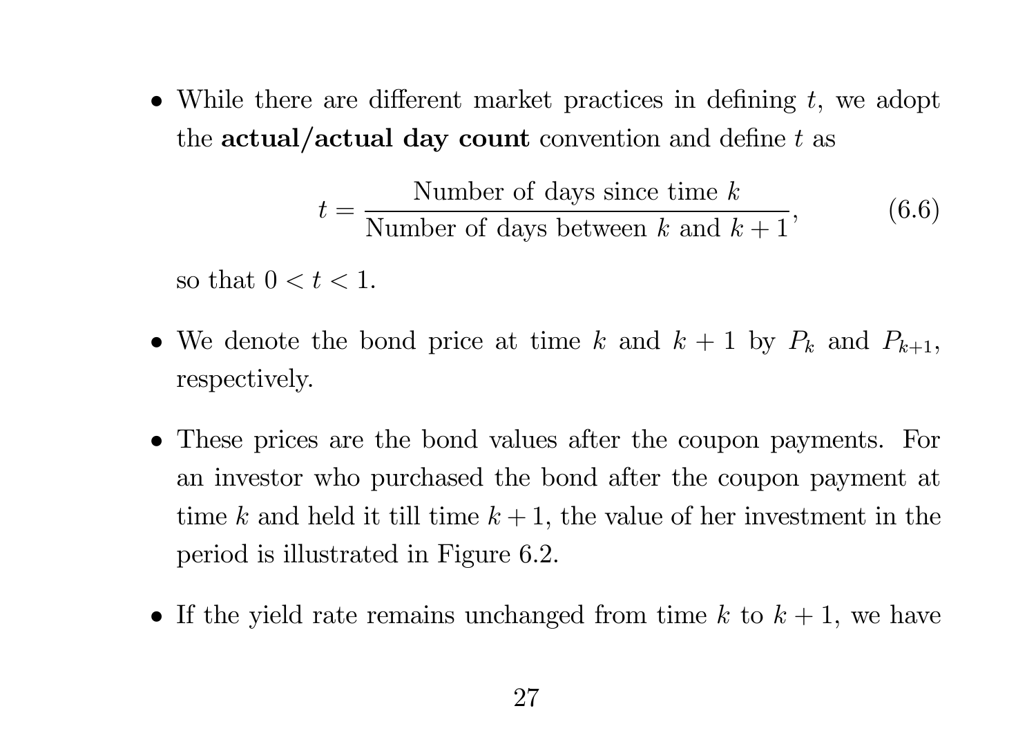- While there are different market practices in defining $t$, we adopt the **actual/actual day count** convention and define $t$ as

$$t = \frac{\text{Number of days since time } k}{\text{Number of days between } k \text{ and } k+1}, \tag{6.6}$$

so that $0 < t < 1$.

- We denote the bond price at time $k$ and $k+1$ by $P_k$ and $P_{k+1}$, respectively.

- These prices are the bond values after the coupon payments. For an investor who purchased the bond after the coupon payment at time $k$ and held it till time $k+1$, the value of her investment in the period is illustrated in Figure 6.2.

- If the yield rate remains unchanged from time $k$ to $k+1$, we have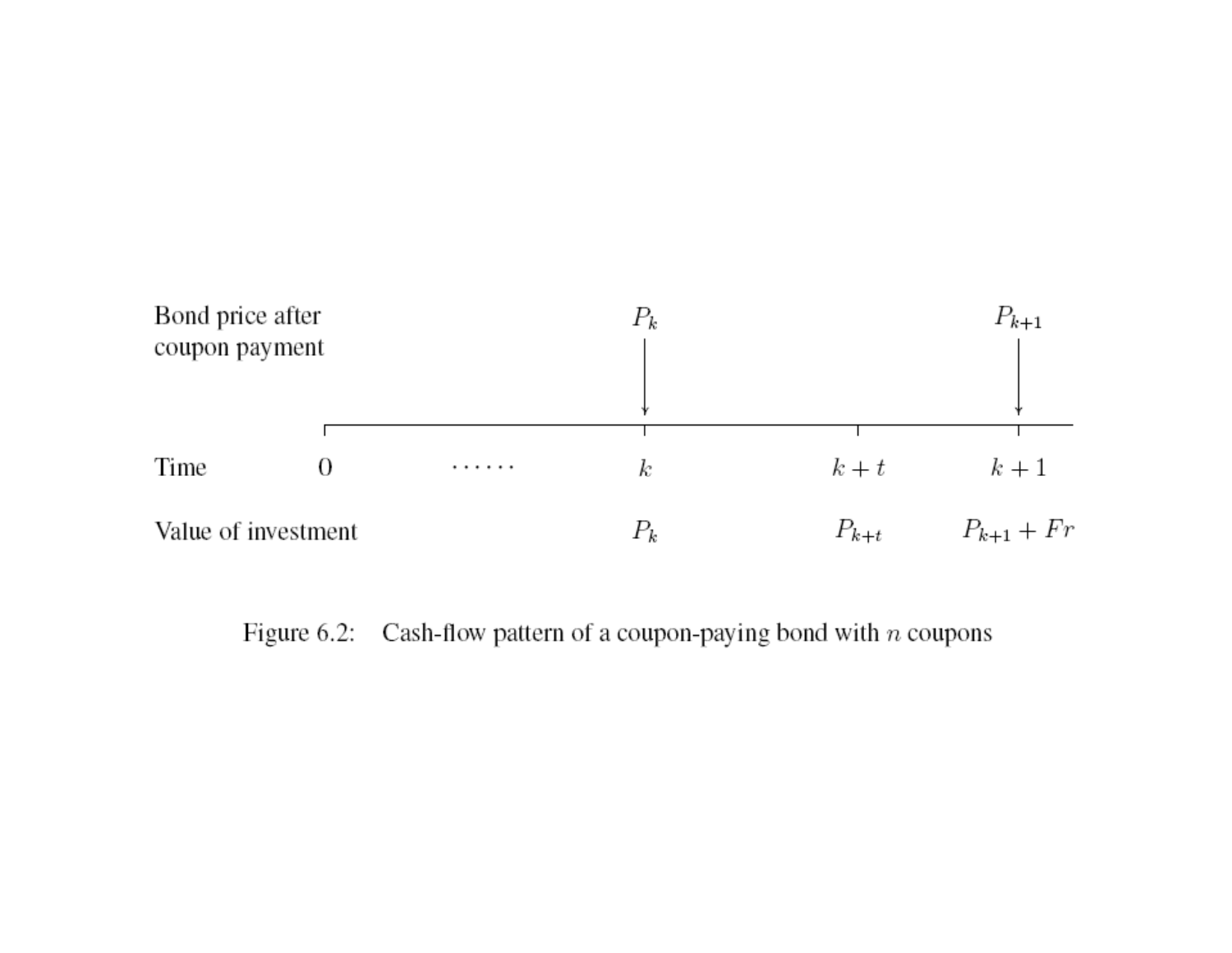Bond price after coupon payment

$P_k$

$P_{k+1}$

Time

0

$\cdots\cdots$

$k$

$k+t$

$k+1$

Value of investment

$P_k$

$P_{k+t}$

$P_{k+1} + Fr$

Figure 6.2: Cash-flow pattern of a coupon-paying bond with $n$ coupons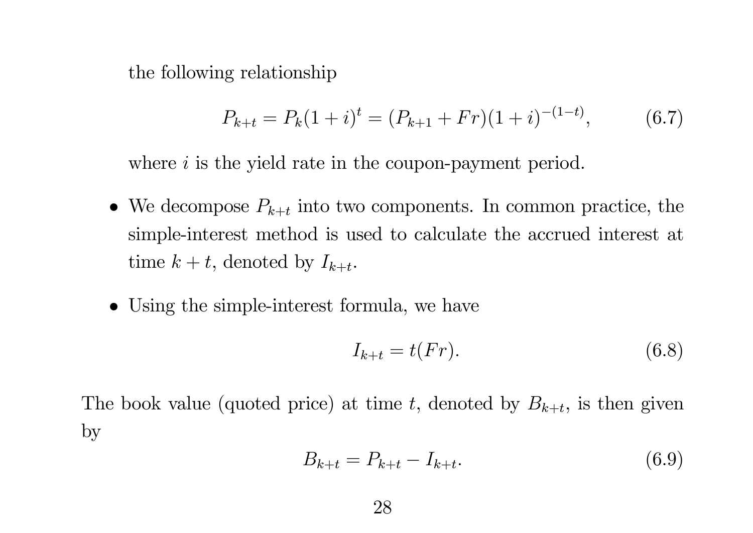the following relationship

$$P_{k+t} = P_k(1+i)^t = (P_{k+1} + Fr)(1+i)^{-(1-t)}, \tag{6.7}$$

where $i$ is the yield rate in the coupon-payment period.

- We decompose $P_{k+t}$ into two components. In common practice, the simple-interest method is used to calculate the accrued interest at time $k+t$, denoted by $I_{k+t}$.

- Using the simple-interest formula, we have

$$I_{k+t} = t(Fr). \tag{6.8}$$

The book value (quoted price) at time $t$, denoted by $B_{k+t}$, is then given by

$$B_{k+t} = P_{k+t} - I_{k+t}. \tag{6.9}$$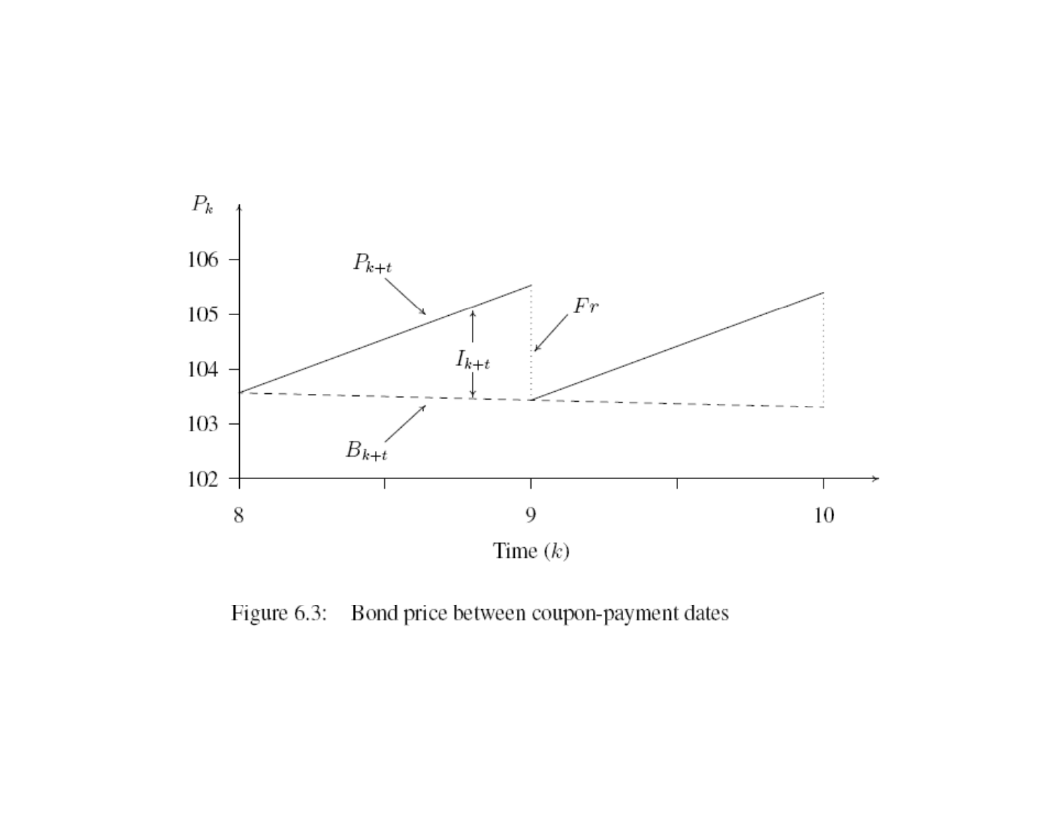$P_k$

106

105

104

103

102

8

9

10

Time ($k$)

$P_{k+t}$

$I_{k+t}$

$Fr$

$B_{k+t}$

Figure 6.3: Bond price between coupon-payment dates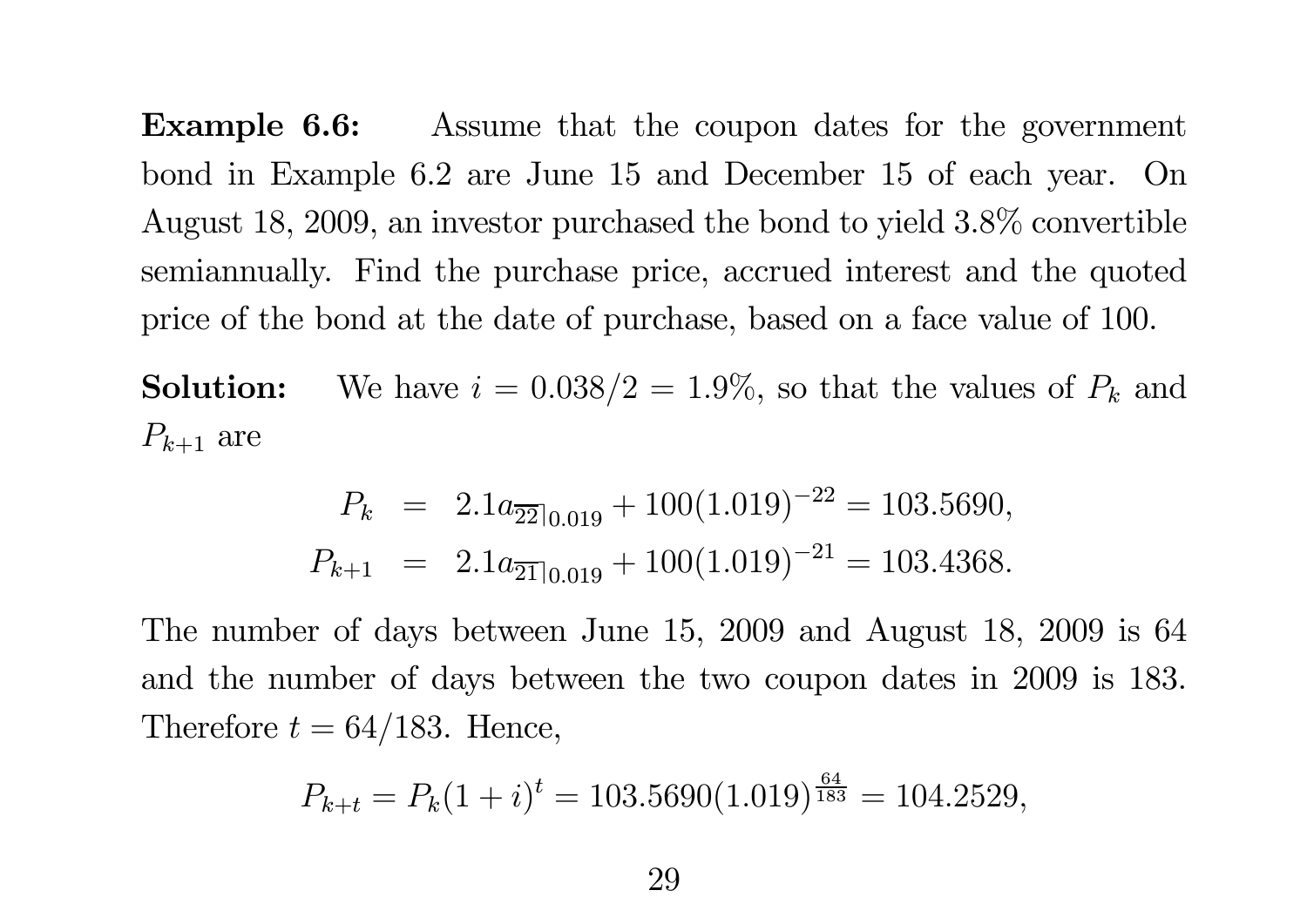**Example 6.6:** Assume that the coupon dates for the government bond in Example 6.2 are June 15 and December 15 of each year. On August 18, 2009, an investor purchased the bond to yield 3.8% convertible semiannually. Find the purchase price, accrued interest and the quoted price of the bond at the date of purchase, based on a face value of 100.

**Solution:** We have $i = 0.038/2 = 1.9\%$, so that the values of $P_k$ and $P_{k+1}$ are

$$
\begin{aligned}
P_k &= 2.1 a_{\overline{22}|0.019} + 100(1.019)^{-22} = 103.5690, \\
P_{k+1} &= 2.1 a_{\overline{21}|0.019} + 100(1.019)^{-21} = 103.4368.
\end{aligned}
$$

The number of days between June 15, 2009 and August 18, 2009 is 64 and the number of days between the two coupon dates in 2009 is 183. Therefore $t = 64/183$. Hence,

$$
P_{k+t} = P_k(1+i)^t = 103.5690(1.019)^{\frac{64}{183}} = 104.2529,
$$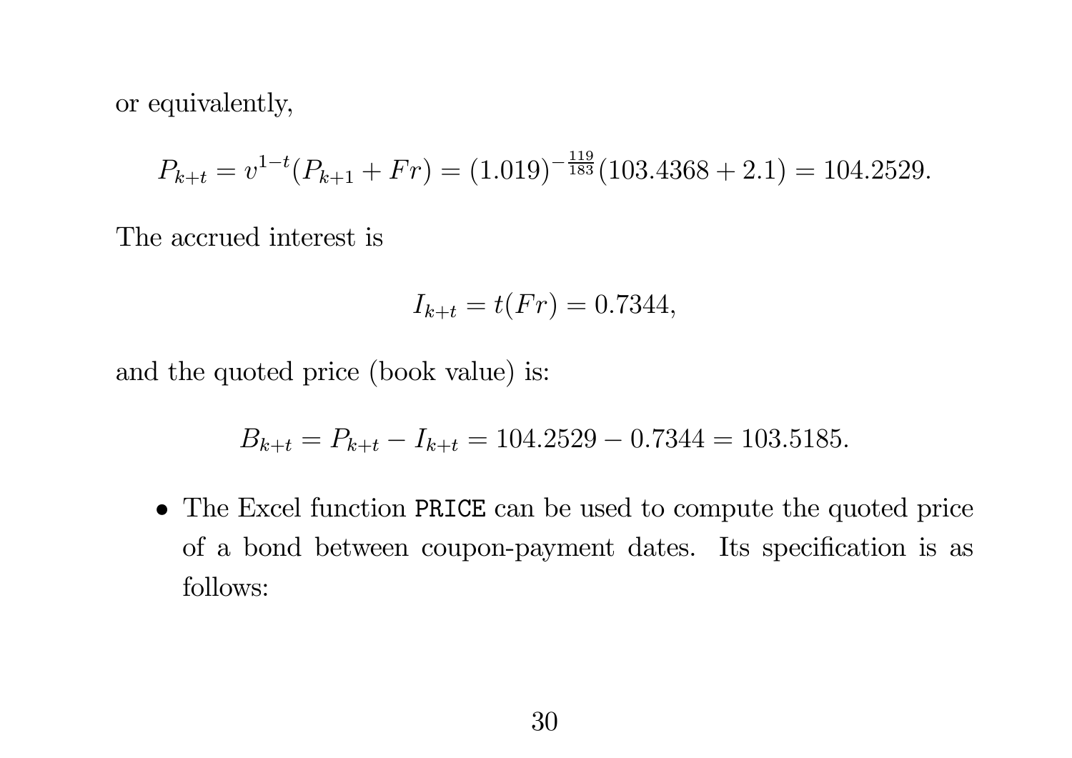or equivalently,

$$P_{k+t} = v^{1-t}(P_{k+1} + Fr) = (1.019)^{-\frac{119}{183}}(103.4368 + 2.1) = 104.2529.$$

The accrued interest is

$$I_{k+t} = t(Fr) = 0.7344,$$

and the quoted price (book value) is:

$$B_{k+t} = P_{k+t} - I_{k+t} = 104.2529 - 0.7344 = 103.5185.$$

- The Excel function `PRICE` can be used to compute the quoted price of a bond between coupon-payment dates. Its specification is as follows: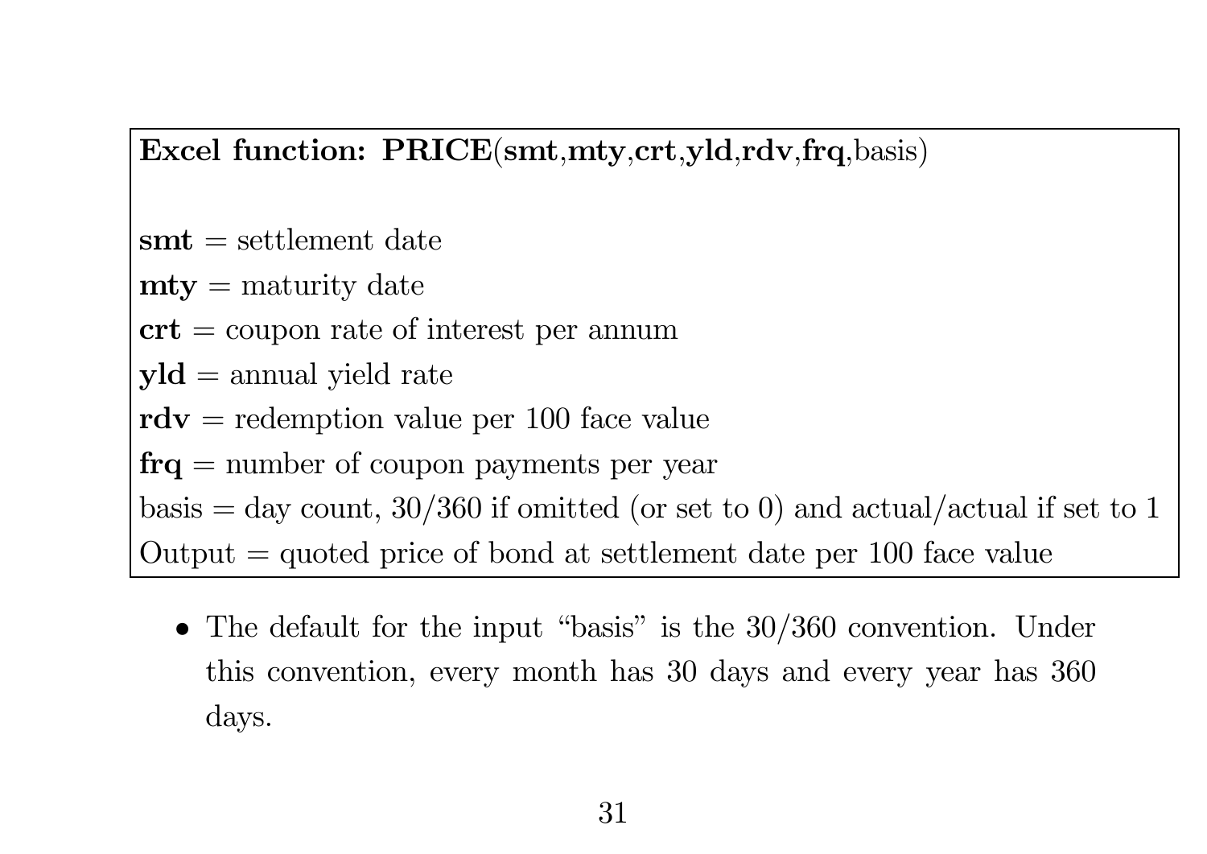**Excel function: PRICE(smt,mty,crt,yld,rdv,frq,**basis)

**smt** = settlement date

**mty** = maturity date

**crt** = coupon rate of interest per annum

**yld** = annual yield rate

**rdv** = redemption value per 100 face value

**frq** = number of coupon payments per year

basis = day count, 30/360 if omitted (or set to 0) and actual/actual if set to 1

Output = quoted price of bond at settlement date per 100 face value

- The default for the input "basis" is the 30/360 convention. Under this convention, every month has 30 days and every year has 360 days.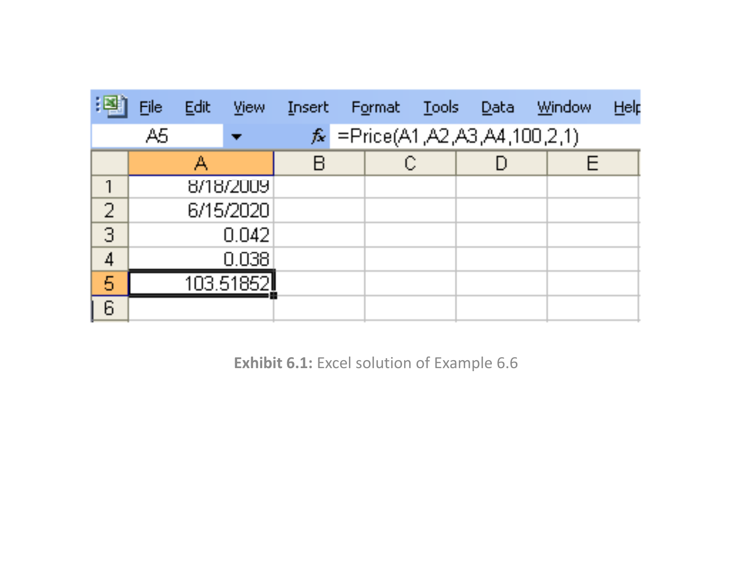| | A |
|---|---|
| 1 | 8/18/2009 |
| 2 | 6/15/2020 |
| 3 | 0.042 |
| 4 | 0.038 |
| 5 | 103.51852 |

A5: =Price(A1,A2,A3,A4,100,2,1)

**Exhibit 6.1:** Excel solution of Example 6.6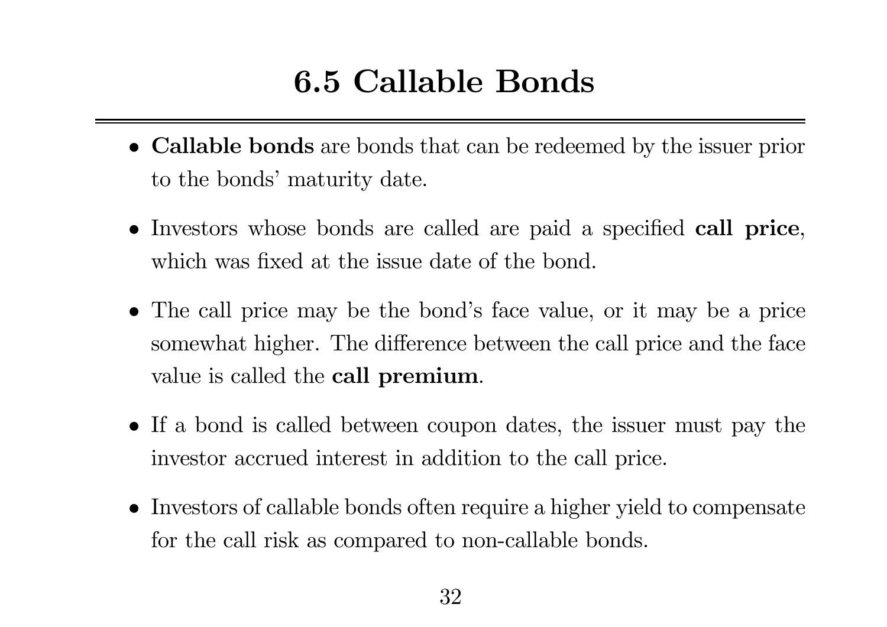# 6.5 Callable Bonds

- **Callable bonds** are bonds that can be redeemed by the issuer prior to the bonds' maturity date.
- Investors whose bonds are called are paid a specified **call price**, which was fixed at the issue date of the bond.
- The call price may be the bond's face value, or it may be a price somewhat higher. The difference between the call price and the face value is called the **call premium**.
- If a bond is called between coupon dates, the issuer must pay the investor accrued interest in addition to the call price.
- Investors of callable bonds often require a higher yield to compensate for the call risk as compared to non-callable bonds.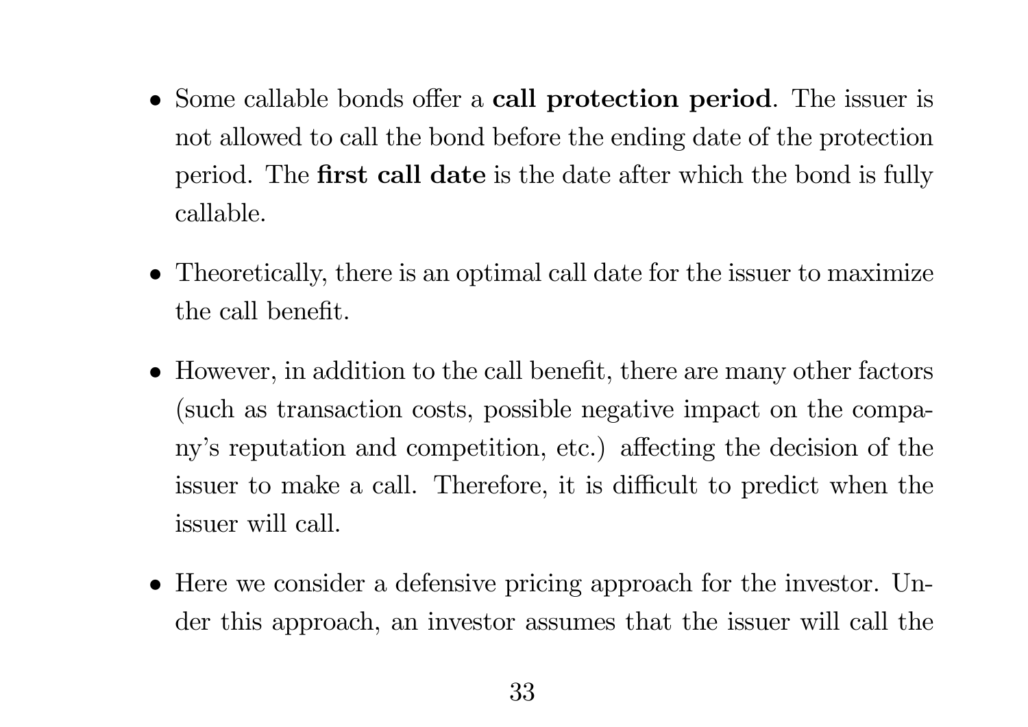- Some callable bonds offer a **call protection period**. The issuer is not allowed to call the bond before the ending date of the protection period. The **first call date** is the date after which the bond is fully callable.

- Theoretically, there is an optimal call date for the issuer to maximize the call benefit.

- However, in addition to the call benefit, there are many other factors (such as transaction costs, possible negative impact on the company's reputation and competition, etc.) affecting the decision of the issuer to make a call. Therefore, it is difficult to predict when the issuer will call.

- Here we consider a defensive pricing approach for the investor. Under this approach, an investor assumes that the issuer will call the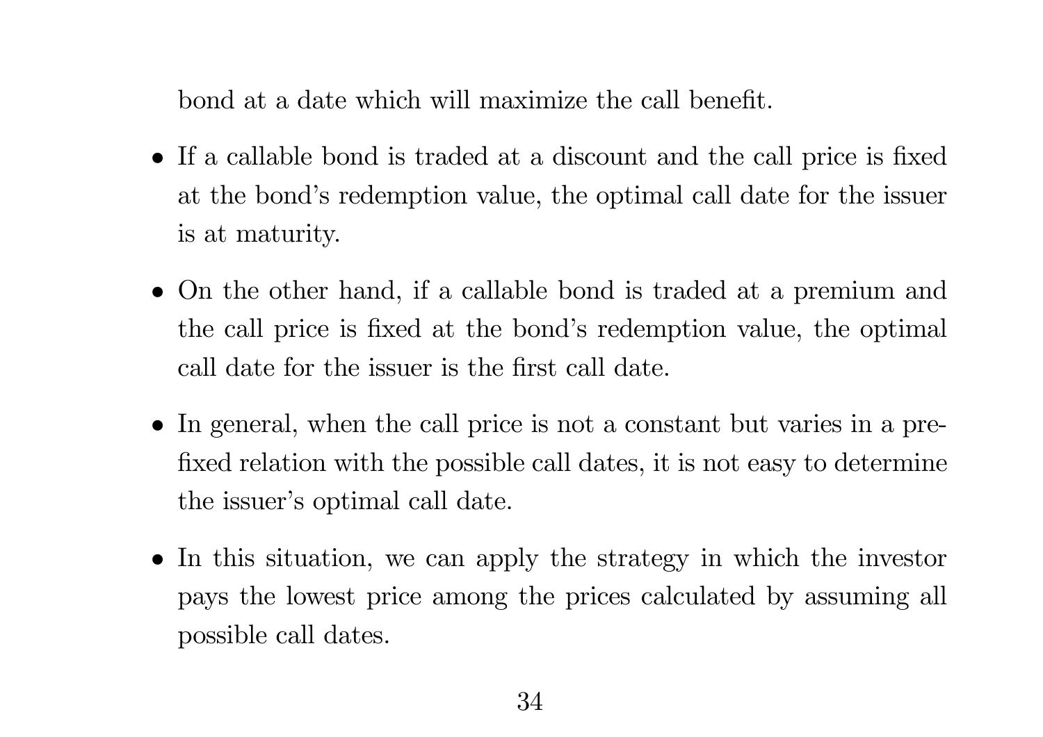bond at a date which will maximize the call benefit.

- If a callable bond is traded at a discount and the call price is fixed at the bond's redemption value, the optimal call date for the issuer is at maturity.

- On the other hand, if a callable bond is traded at a premium and the call price is fixed at the bond's redemption value, the optimal call date for the issuer is the first call date.

- In general, when the call price is not a constant but varies in a prefixed relation with the possible call dates, it is not easy to determine the issuer's optimal call date.

- In this situation, we can apply the strategy in which the investor pays the lowest price among the prices calculated by assuming all possible call dates.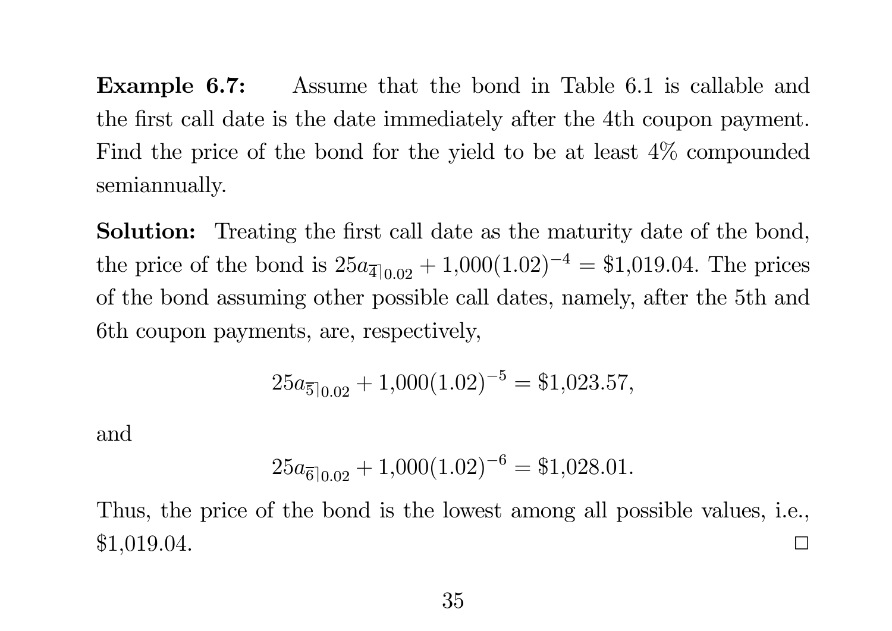**Example 6.7:** Assume that the bond in Table 6.1 is callable and the first call date is the date immediately after the 4th coupon payment. Find the price of the bond for the yield to be at least 4% compounded semiannually.

**Solution:** Treating the first call date as the maturity date of the bond, the price of the bond is $25a_{\overline{4}|0.02} + 1{,}000(1.02)^{-4} = \$1{,}019.04$. The prices of the bond assuming other possible call dates, namely, after the 5th and 6th coupon payments, are, respectively,

$$25a_{\overline{5}|0.02} + 1{,}000(1.02)^{-5} = \$1{,}023.57,$$

and

$$25a_{\overline{6}|0.02} + 1{,}000(1.02)^{-6} = \$1{,}028.01.$$

Thus, the price of the bond is the lowest among all possible values, i.e., \$1,019.04. □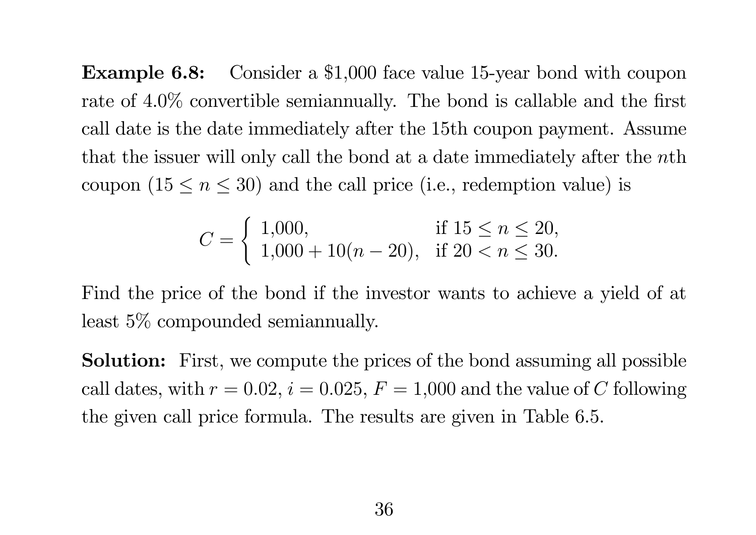**Example 6.8:** Consider a \$1,000 face value 15-year bond with coupon rate of 4.0% convertible semiannually. The bond is callable and the first call date is the date immediately after the 15th coupon payment. Assume that the issuer will only call the bond at a date immediately after the $n$th coupon ($15 \leq n \leq 30$) and the call price (i.e., redemption value) is

$$C = \begin{cases} 1{,}000, & \text{if } 15 \leq n \leq 20, \\ 1{,}000 + 10(n - 20), & \text{if } 20 < n \leq 30. \end{cases}$$

Find the price of the bond if the investor wants to achieve a yield of at least 5% compounded semiannually.

**Solution:** First, we compute the prices of the bond assuming all possible call dates, with $r = 0.02$, $i = 0.025$, $F = 1{,}000$ and the value of $C$ following the given call price formula. The results are given in Table 6.5.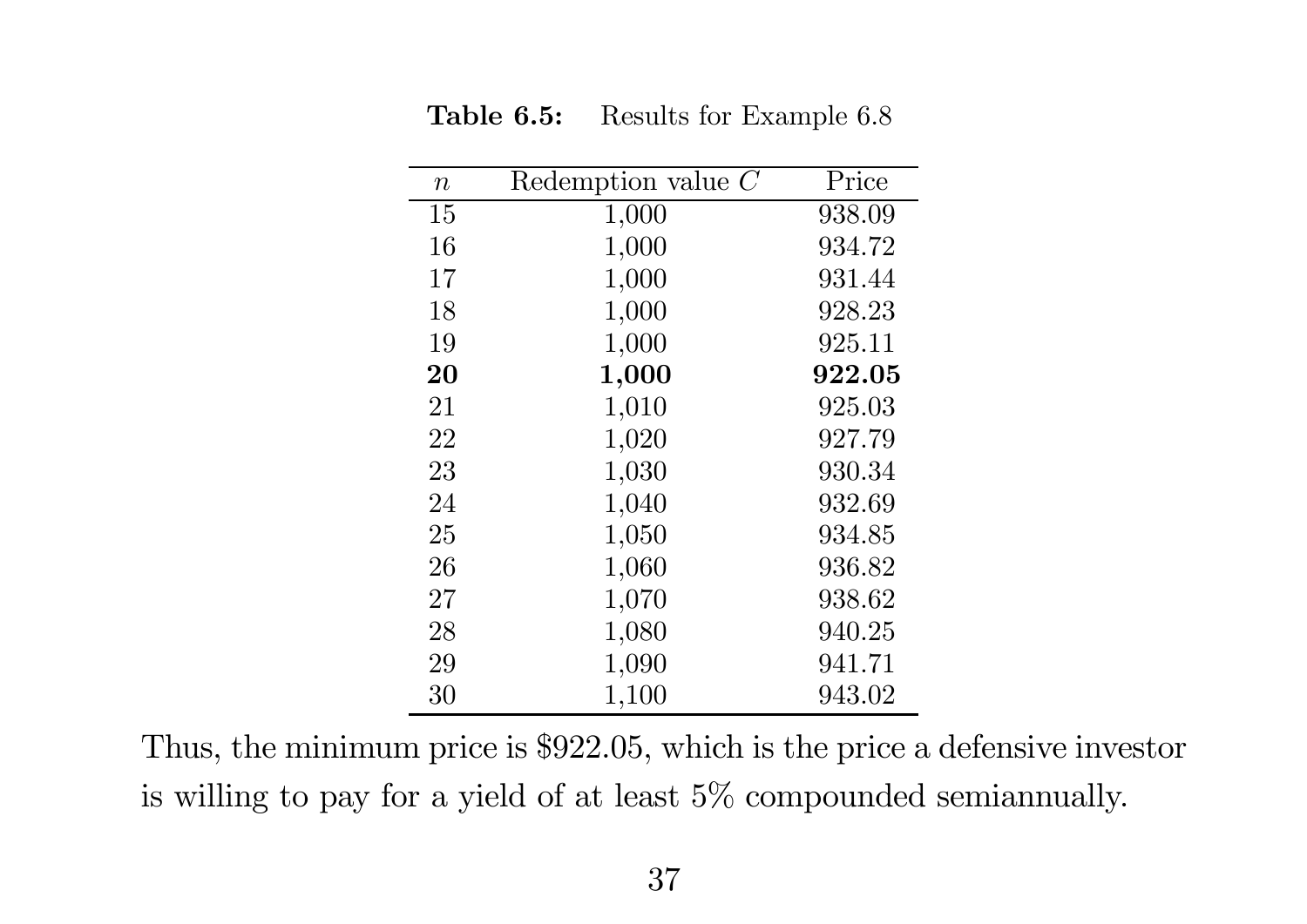**Table 6.5:** Results for Example 6.8

| $n$ | Redemption value $C$ | Price |
|---|---|---|
| 15 | 1,000 | 938.09 |
| 16 | 1,000 | 934.72 |
| 17 | 1,000 | 931.44 |
| 18 | 1,000 | 928.23 |
| 19 | 1,000 | 925.11 |
| **20** | **1,000** | **922.05** |
| 21 | 1,010 | 925.03 |
| 22 | 1,020 | 927.79 |
| 23 | 1,030 | 930.34 |
| 24 | 1,040 | 932.69 |
| 25 | 1,050 | 934.85 |
| 26 | 1,060 | 936.82 |
| 27 | 1,070 | 938.62 |
| 28 | 1,080 | 940.25 |
| 29 | 1,090 | 941.71 |
| 30 | 1,100 | 943.02 |

Thus, the minimum price is \$922.05, which is the price a defensive investor is willing to pay for a yield of at least 5% compounded semiannually.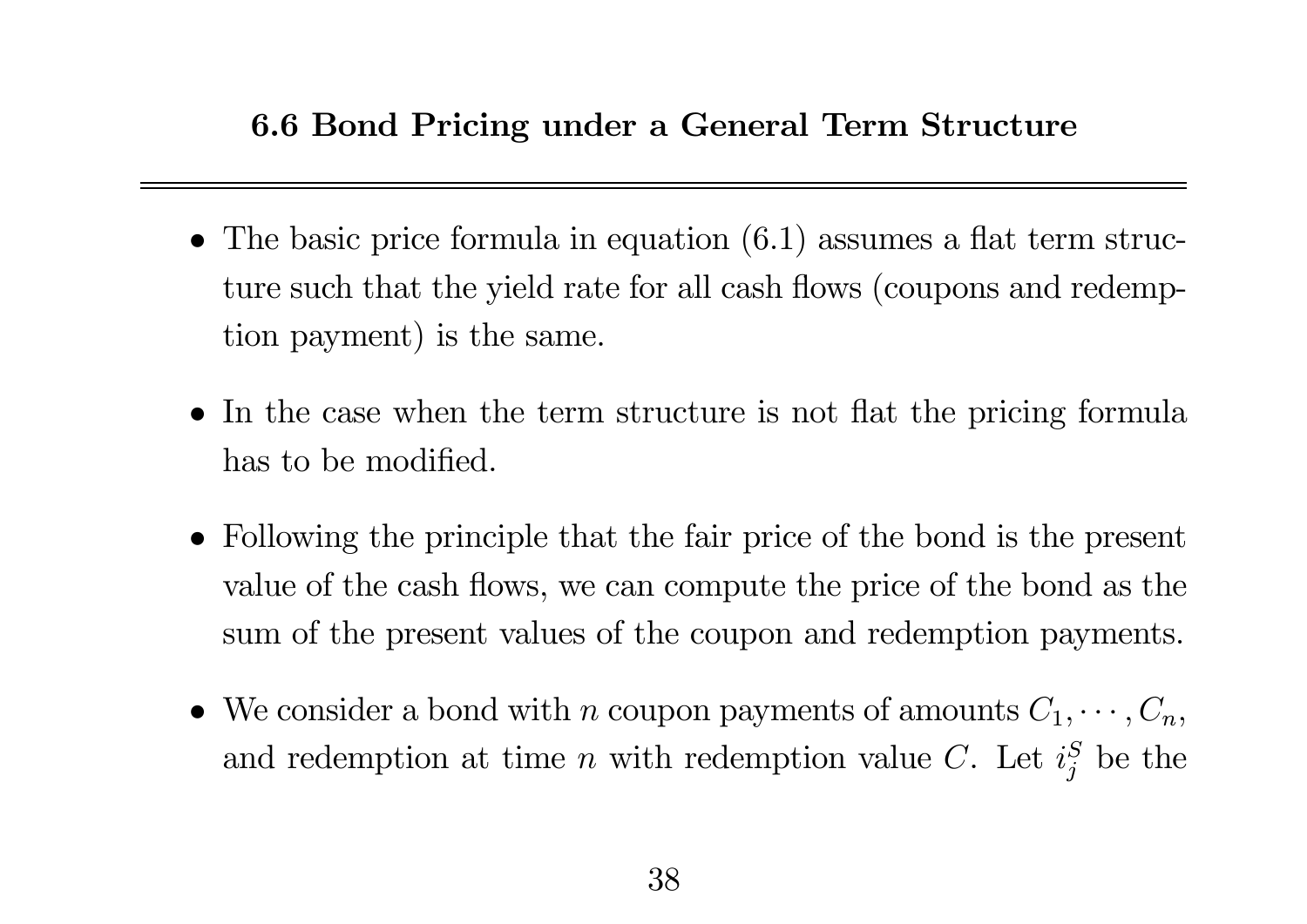### 6.6 Bond Pricing under a General Term Structure

- The basic price formula in equation (6.1) assumes a flat term structure such that the yield rate for all cash flows (coupons and redemption payment) is the same.

- In the case when the term structure is not flat the pricing formula has to be modified.

- Following the principle that the fair price of the bond is the present value of the cash flows, we can compute the price of the bond as the sum of the present values of the coupon and redemption payments.

- We consider a bond with $n$ coupon payments of amounts $C_1, \cdots, C_n$, and redemption at time $n$ with redemption value $C$. Let $i_j^S$ be the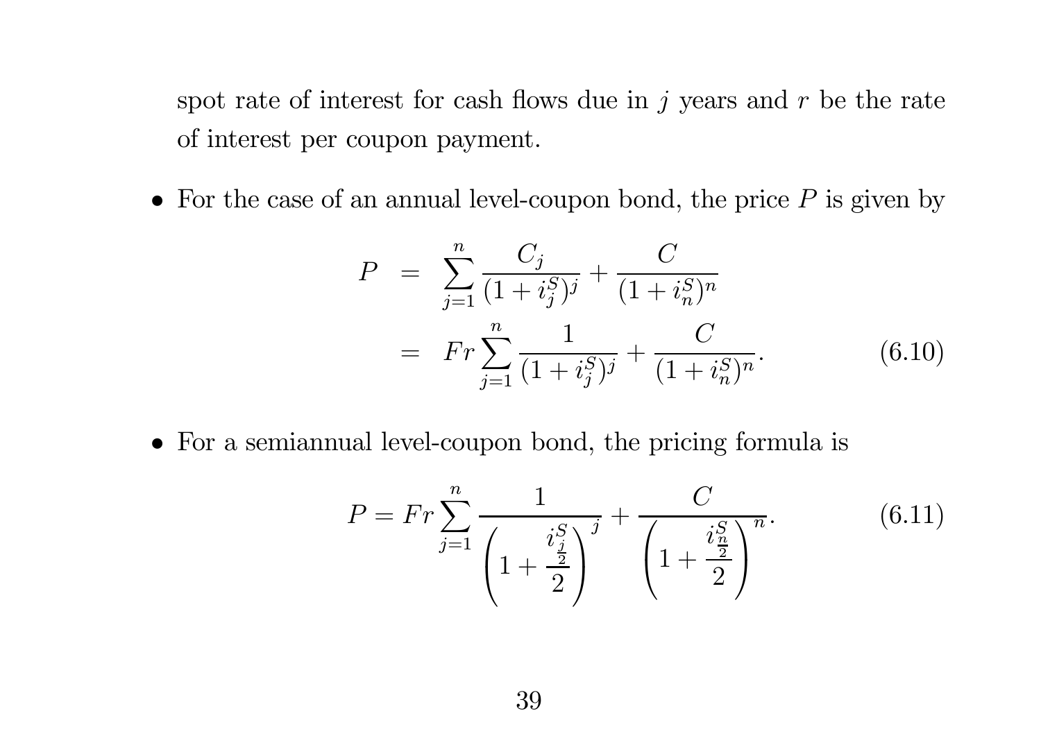spot rate of interest for cash flows due in $j$ years and $r$ be the rate of interest per coupon payment.

- For the case of an annual level-coupon bond, the price $P$ is given by

$$
\begin{aligned}
P &= \sum_{j=1}^{n} \frac{C_j}{(1+i_j^S)^j} + \frac{C}{(1+i_n^S)^n} \\
&= Fr \sum_{j=1}^{n} \frac{1}{(1+i_j^S)^j} + \frac{C}{(1+i_n^S)^n}.
\end{aligned}
\tag{6.10}
$$

- For a semiannual level-coupon bond, the pricing formula is

$$
P = Fr \sum_{j=1}^{n} \frac{1}{\left(1 + \frac{i_{\frac{j}{2}}^S}{2}\right)^j} + \frac{C}{\left(1 + \frac{i_{\frac{n}{2}}^S}{2}\right)^n}.
\tag{6.11}
$$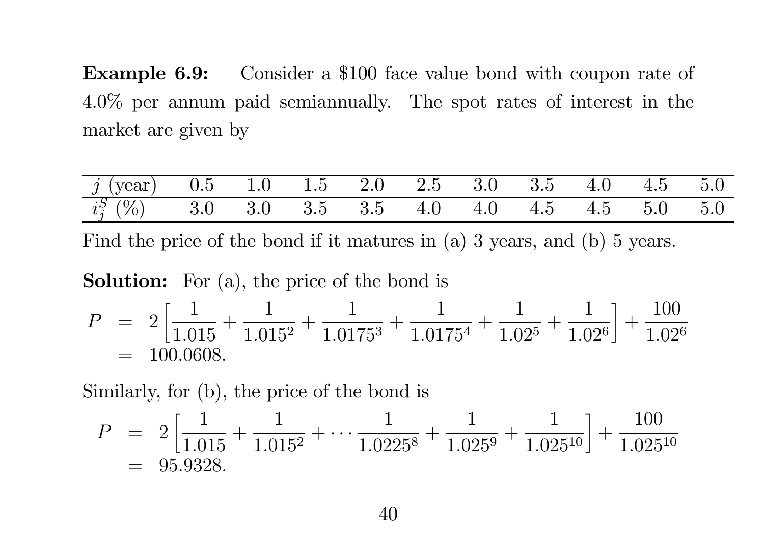**Example 6.9:** Consider a \$100 face value bond with coupon rate of 4.0% per annum paid semiannually. The spot rates of interest in the market are given by

| $j$ (year) | 0.5 | 1.0 | 1.5 | 2.0 | 2.5 | 3.0 | 3.5 | 4.0 | 4.5 | 5.0 |
|---|---|---|---|---|---|---|---|---|---|---|
| $i_j^S$ (%) | 3.0 | 3.0 | 3.5 | 3.5 | 4.0 | 4.0 | 4.5 | 4.5 | 5.0 | 5.0 |

Find the price of the bond if it matures in (a) 3 years, and (b) 5 years.

**Solution:** For (a), the price of the bond is

$$
\begin{aligned}
P &= 2\left[\frac{1}{1.015} + \frac{1}{1.015^2} + \frac{1}{1.0175^3} + \frac{1}{1.0175^4} + \frac{1}{1.02^5} + \frac{1}{1.02^6}\right] + \frac{100}{1.02^6} \\
&= 100.0608.
\end{aligned}
$$

Similarly, for (b), the price of the bond is

$$
\begin{aligned}
P &= 2\left[\frac{1}{1.015} + \frac{1}{1.015^2} + \cdots \frac{1}{1.0225^8} + \frac{1}{1.025^9} + \frac{1}{1.025^{10}}\right] + \frac{100}{1.025^{10}} \\
&= 95.9328.
\end{aligned}
$$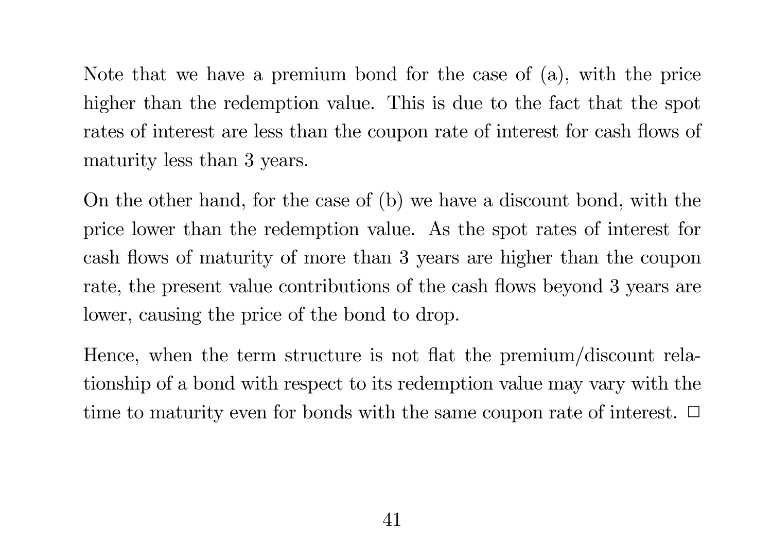Note that we have a premium bond for the case of (a), with the price higher than the redemption value. This is due to the fact that the spot rates of interest are less than the coupon rate of interest for cash flows of maturity less than 3 years.

On the other hand, for the case of (b) we have a discount bond, with the price lower than the redemption value. As the spot rates of interest for cash flows of maturity of more than 3 years are higher than the coupon rate, the present value contributions of the cash flows beyond 3 years are lower, causing the price of the bond to drop.

Hence, when the term structure is not flat the premium/discount relationship of a bond with respect to its redemption value may vary with the time to maturity even for bonds with the same coupon rate of interest. □